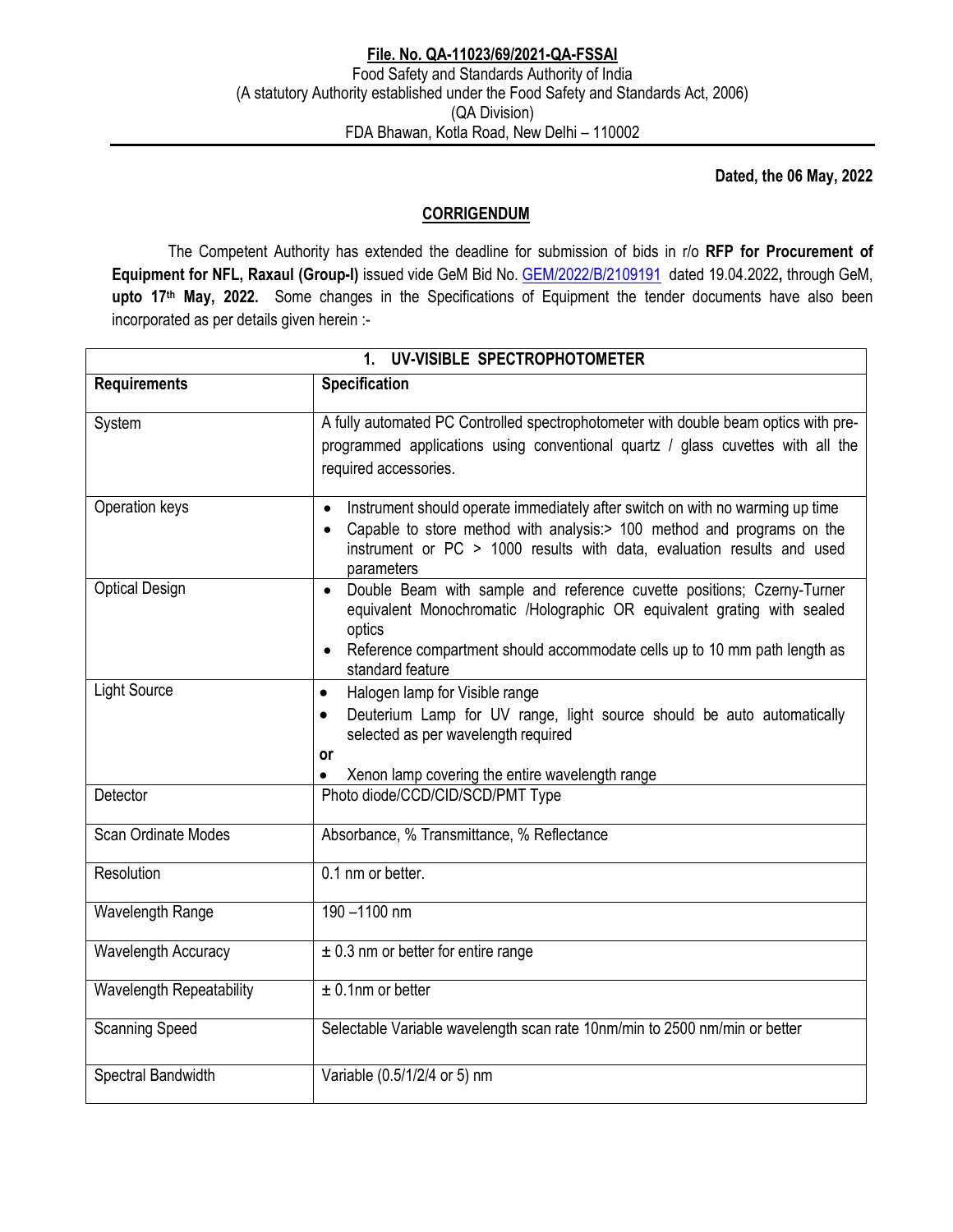**File. No. QA-11023/69/2021-QA-FSSAI**
Food Safety and Standards Authority of India
(A statutory Authority established under the Food Safety and Standards Act, 2006)
(QA Division)
FDA Bhawan, Kotla Road, New Delhi – 110002

**Dated, the 06 May, 2022**

## CORRIGENDUM

The Competent Authority has extended the deadline for submission of bids in r/o **RFP for Procurement of Equipment for NFL, Raxaul (Group-I)** issued vide GeM Bid No. GEM/2022/B/2109191 dated 19.04.2022**,** through GeM, **upto 17th May, 2022.** Some changes in the Specifications of Equipment the tender documents have also been incorporated as per details given herein :-

| **1. UV-VISIBLE SPECTROPHOTOMETER** | |
|---|---|
| **Requirements** | **Specification** |
| System | A fully automated PC Controlled spectrophotometer with double beam optics with pre-programmed applications using conventional quartz / glass cuvettes with all the required accessories. |
| Operation keys | • Instrument should operate immediately after switch on with no warming up time<br>• Capable to store method with analysis:> 100 method and programs on the instrument or PC > 1000 results with data, evaluation results and used parameters |
| Optical Design | • Double Beam with sample and reference cuvette positions; Czerny-Turner equivalent Monochromatic /Holographic OR equivalent grating with sealed optics<br>• Reference compartment should accommodate cells up to 10 mm path length as standard feature |
| Light Source | • Halogen lamp for Visible range<br>• Deuterium Lamp for UV range, light source should be auto automatically selected as per wavelength required<br>**or**<br>• Xenon lamp covering the entire wavelength range |
| Detector | Photo diode/CCD/CID/SCD/PMT Type |
| Scan Ordinate Modes | Absorbance, % Transmittance, % Reflectance |
| Resolution | 0.1 nm or better. |
| Wavelength Range | 190 –1100 nm |
| Wavelength Accuracy | ± 0.3 nm or better for entire range |
| Wavelength Repeatability | ± 0.1nm or better |
| Scanning Speed | Selectable Variable wavelength scan rate 10nm/min to 2500 nm/min or better |
| Spectral Bandwidth | Variable (0.5/1/2/4 or 5) nm |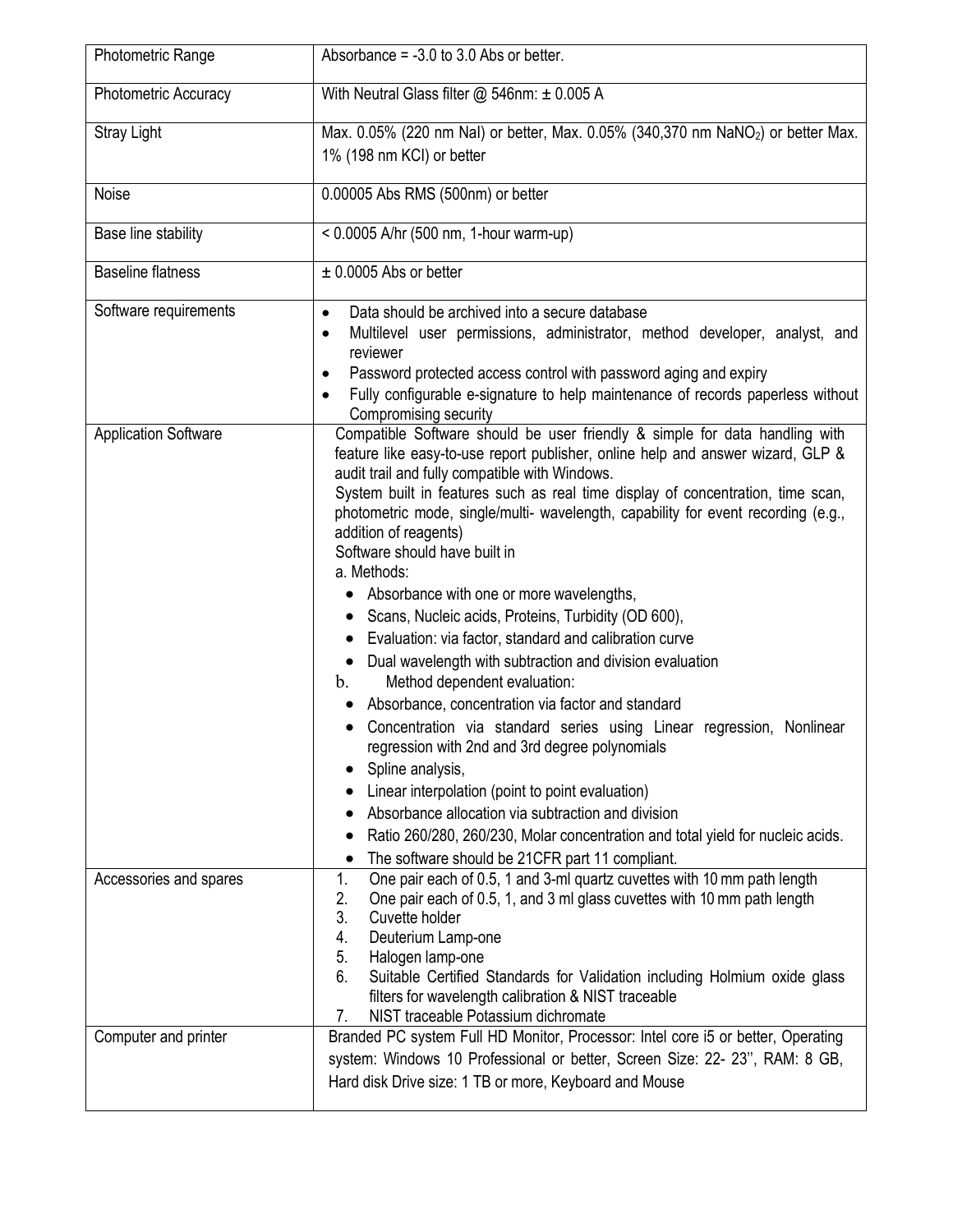| Photometric Range | Absorbance = -3.0 to 3.0 Abs or better. |
|---|---|
| Photometric Accuracy | With Neutral Glass filter @ 546nm: ± 0.005 A |
| Stray Light | Max. 0.05% (220 nm NaI) or better, Max. 0.05% (340,370 nm $NaNO_2$) or better Max. 1% (198 nm KCl) or better |
| Noise | 0.00005 Abs RMS (500nm) or better |
| Base line stability | < 0.0005 A/hr (500 nm, 1-hour warm-up) |
| Baseline flatness | ± 0.0005 Abs or better |
| Software requirements | • Data should be archived into a secure database<br>• Multilevel user permissions, administrator, method developer, analyst, and reviewer<br>• Password protected access control with password aging and expiry<br>• Fully configurable e-signature to help maintenance of records paperless without Compromising security |
| Application Software | Compatible Software should be user friendly & simple for data handling with feature like easy-to-use report publisher, online help and answer wizard, GLP & audit trail and fully compatible with Windows.<br>System built in features such as real time display of concentration, time scan, photometric mode, single/multi- wavelength, capability for event recording (e.g., addition of reagents)<br>Software should have built in<br>a. Methods:<br>• Absorbance with one or more wavelengths,<br>• Scans, Nucleic acids, Proteins, Turbidity (OD 600),<br>• Evaluation: via factor, standard and calibration curve<br>• Dual wavelength with subtraction and division evaluation<br>b. Method dependent evaluation:<br>• Absorbance, concentration via factor and standard<br>• Concentration via standard series using Linear regression, Nonlinear regression with 2nd and 3rd degree polynomials<br>• Spline analysis,<br>• Linear interpolation (point to point evaluation)<br>• Absorbance allocation via subtraction and division<br>• Ratio 260/280, 260/230, Molar concentration and total yield for nucleic acids.<br>• The software should be 21CFR part 11 compliant. |
| Accessories and spares | 1. One pair each of 0.5, 1 and 3-ml quartz cuvettes with 10 mm path length<br>2. One pair each of 0.5, 1, and 3 ml glass cuvettes with 10 mm path length<br>3. Cuvette holder<br>4. Deuterium Lamp-one<br>5. Halogen lamp-one<br>6. Suitable Certified Standards for Validation including Holmium oxide glass filters for wavelength calibration & NIST traceable<br>7. NIST traceable Potassium dichromate |
| Computer and printer | Branded PC system Full HD Monitor, Processor: Intel core i5 or better, Operating system: Windows 10 Professional or better, Screen Size: 22- 23'', RAM: 8 GB, Hard disk Drive size: 1 TB or more, Keyboard and Mouse |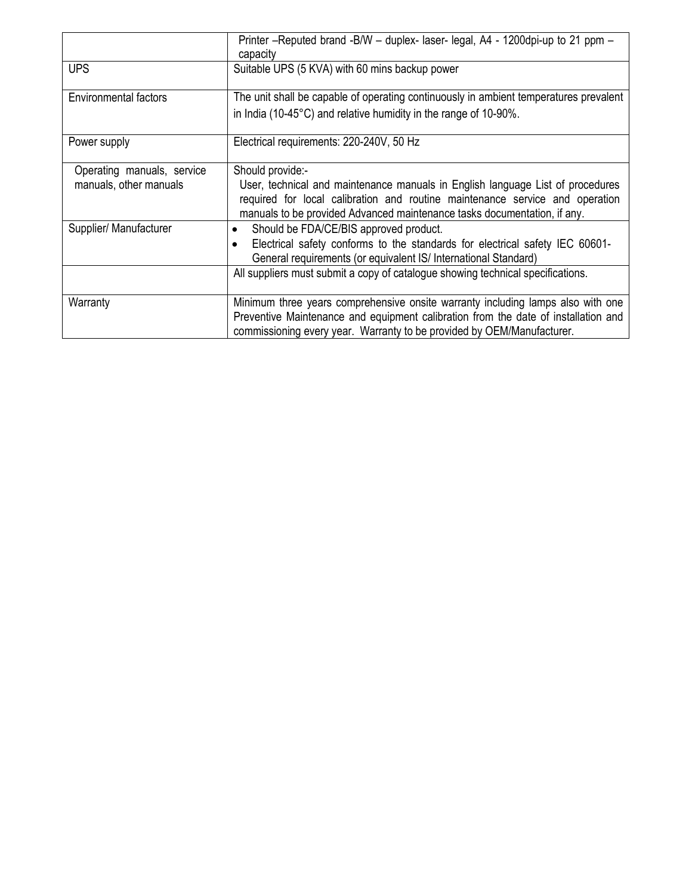| | |
|---|---|
| | Printer –Reputed brand -B/W – duplex- laser- legal, A4 - 1200dpi-up to 21 ppm – capacity |
| UPS | Suitable UPS (5 KVA) with 60 mins backup power |
| Environmental factors | The unit shall be capable of operating continuously in ambient temperatures prevalent in India (10-45°C) and relative humidity in the range of 10-90%. |
| Power supply | Electrical requirements: 220-240V, 50 Hz |
| Operating manuals, service manuals, other manuals | Should provide:- User, technical and maintenance manuals in English language List of procedures required for local calibration and routine maintenance service and operation manuals to be provided Advanced maintenance tasks documentation, if any. |
| Supplier/ Manufacturer | • Should be FDA/CE/BIS approved product. • Electrical safety conforms to the standards for electrical safety IEC 60601-General requirements (or equivalent IS/ International Standard) |
| | All suppliers must submit a copy of catalogue showing technical specifications. |
| Warranty | Minimum three years comprehensive onsite warranty including lamps also with one Preventive Maintenance and equipment calibration from the date of installation and commissioning every year. Warranty to be provided by OEM/Manufacturer. |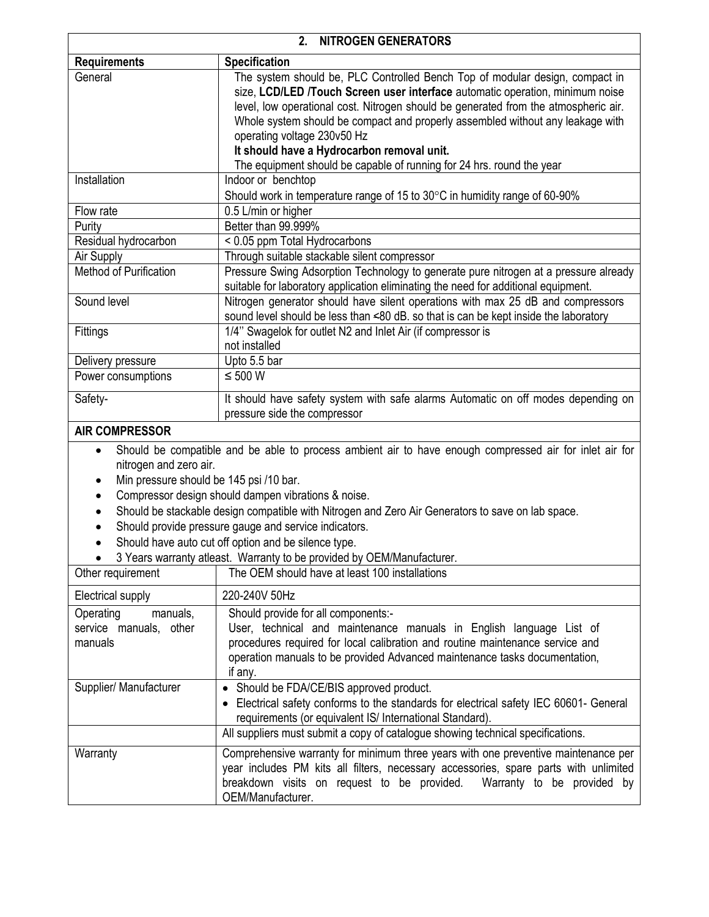| 2. NITROGEN GENERATORS | |
|---|---|
| **Requirements** | **Specification** |
| General | The system should be, PLC Controlled Bench Top of modular design, compact in size, **LCD/LED /Touch Screen user interface** automatic operation, minimum noise level, low operational cost. Nitrogen should be generated from the atmospheric air. Whole system should be compact and properly assembled without any leakage with operating voltage 230v50 Hz<br>**It should have a Hydrocarbon removal unit.**<br>The equipment should be capable of running for 24 hrs. round the year |
| Installation | Indoor or benchtop<br>Should work in temperature range of 15 to 30°C in humidity range of 60-90% |
| Flow rate | 0.5 L/min or higher |
| Purity | Better than 99.999% |
| Residual hydrocarbon | < 0.05 ppm Total Hydrocarbons |
| Air Supply | Through suitable stackable silent compressor |
| Method of Purification | Pressure Swing Adsorption Technology to generate pure nitrogen at a pressure already suitable for laboratory application eliminating the need for additional equipment. |
| Sound level | Nitrogen generator should have silent operations with max 25 dB and compressors sound level should be less than ≤80 dB. so that is can be kept inside the laboratory |
| Fittings | 1/4'' Swagelok for outlet N2 and Inlet Air (if compressor is not installed |
| Delivery pressure | Upto 5.5 bar |
| Power consumptions | ≤ 500 W |
| Safety- | It should have safety system with safe alarms Automatic on off modes depending on pressure side the compressor |
| **AIR COMPRESSOR** | |
| • Should be compatible and be able to process ambient air to have enough compressed air for inlet air for nitrogen and zero air.<br>• Min pressure should be 145 psi /10 bar.<br>• Compressor design should dampen vibrations & noise.<br>• Should be stackable design compatible with Nitrogen and Zero Air Generators to save on lab space.<br>• Should provide pressure gauge and service indicators.<br>• Should have auto cut off option and be silence type.<br>• 3 Years warranty atleast. Warranty to be provided by OEM/Manufacturer. | |
| Other requirement | The OEM should have at least 100 installations |
| Electrical supply | 220-240V 50Hz |
| Operating manuals, service manuals, other manuals | Should provide for all components:-<br>User, technical and maintenance manuals in English language List of procedures required for local calibration and routine maintenance service and operation manuals to be provided Advanced maintenance tasks documentation, if any. |
| Supplier/ Manufacturer | • Should be FDA/CE/BIS approved product.<br>• Electrical safety conforms to the standards for electrical safety IEC 60601- General requirements (or equivalent IS/ International Standard). |
| | All suppliers must submit a copy of catalogue showing technical specifications. |
| Warranty | Comprehensive warranty for minimum three years with one preventive maintenance per year includes PM kits all filters, necessary accessories, spare parts with unlimited breakdown visits on request to be provided. Warranty to be provided by OEM/Manufacturer. |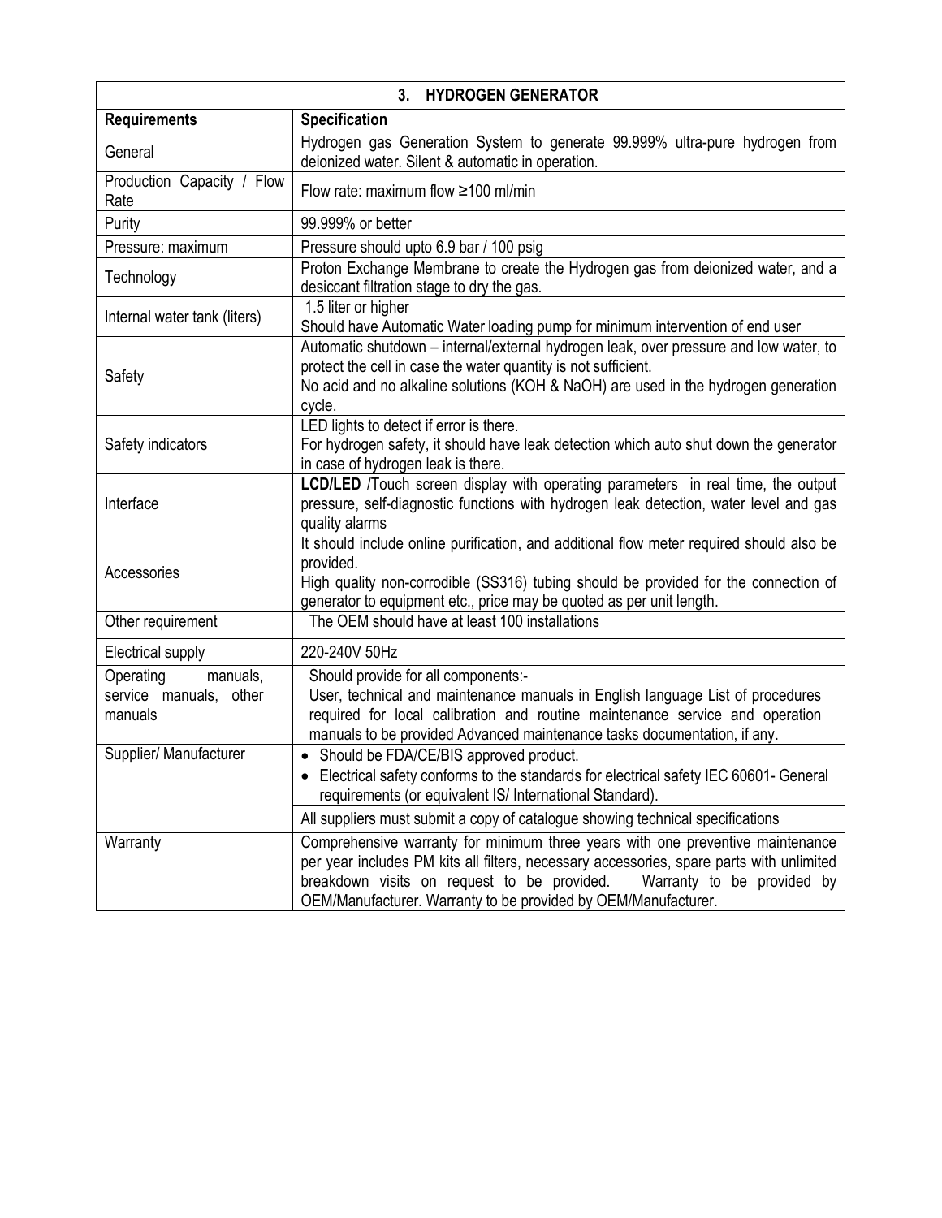| 3. HYDROGEN GENERATOR | |
|---|---|
| **Requirements** | **Specification** |
| General | Hydrogen gas Generation System to generate 99.999% ultra-pure hydrogen from deionized water. Silent & automatic in operation. |
| Production Capacity / Flow Rate | Flow rate: maximum flow ≥100 ml/min |
| Purity | 99.999% or better |
| Pressure: maximum | Pressure should upto 6.9 bar / 100 psig |
| Technology | Proton Exchange Membrane to create the Hydrogen gas from deionized water, and a desiccant filtration stage to dry the gas. |
| Internal water tank (liters) | 1.5 liter or higher<br>Should have Automatic Water loading pump for minimum intervention of end user |
| Safety | Automatic shutdown – internal/external hydrogen leak, over pressure and low water, to protect the cell in case the water quantity is not sufficient.<br>No acid and no alkaline solutions (KOH & NaOH) are used in the hydrogen generation cycle. |
| Safety indicators | LED lights to detect if error is there.<br>For hydrogen safety, it should have leak detection which auto shut down the generator in case of hydrogen leak is there. |
| Interface | **LCD/LED** /Touch screen display with operating parameters in real time, the output pressure, self-diagnostic functions with hydrogen leak detection, water level and gas quality alarms |
| Accessories | It should include online purification, and additional flow meter required should also be provided.<br>High quality non-corrodible (SS316) tubing should be provided for the connection of generator to equipment etc., price may be quoted as per unit length. |
| Other requirement | The OEM should have at least 100 installations |
| Electrical supply | 220-240V 50Hz |
| Operating manuals, service manuals, other manuals | Should provide for all components:-<br>User, technical and maintenance manuals in English language List of procedures required for local calibration and routine maintenance service and operation manuals to be provided Advanced maintenance tasks documentation, if any. |
| Supplier/ Manufacturer | • Should be FDA/CE/BIS approved product.<br>• Electrical safety conforms to the standards for electrical safety IEC 60601- General requirements (or equivalent IS/ International Standard).<br>All suppliers must submit a copy of catalogue showing technical specifications |
| Warranty | Comprehensive warranty for minimum three years with one preventive maintenance per year includes PM kits all filters, necessary accessories, spare parts with unlimited breakdown visits on request to be provided. Warranty to be provided by OEM/Manufacturer. Warranty to be provided by OEM/Manufacturer. |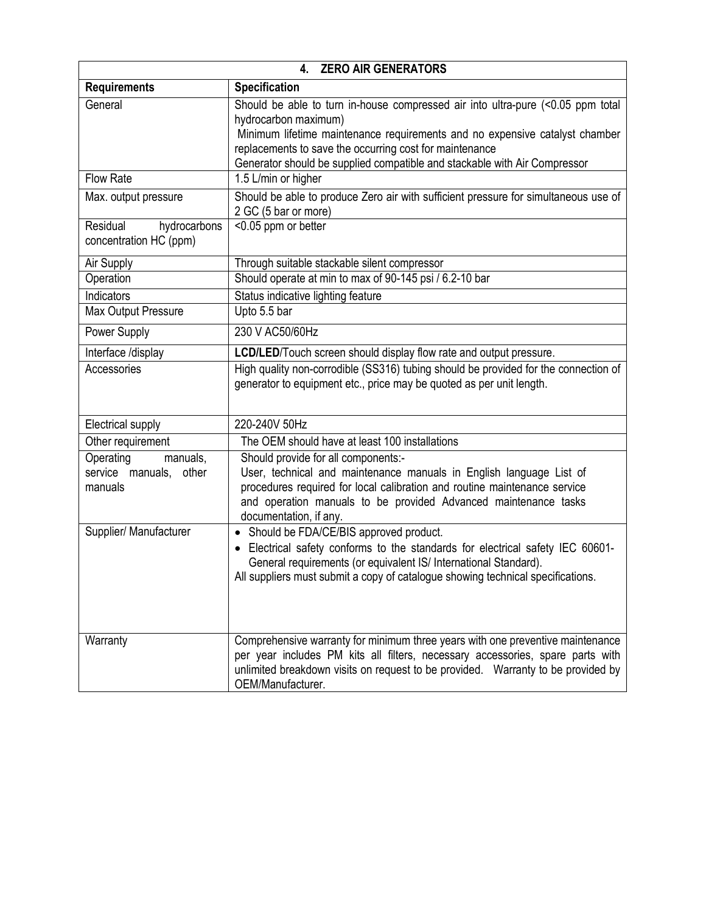| 4. ZERO AIR GENERATORS | |
|---|---|
| **Requirements** | **Specification** |
| General | Should be able to turn in-house compressed air into ultra-pure (<0.05 ppm total hydrocarbon maximum)<br>Minimum lifetime maintenance requirements and no expensive catalyst chamber replacements to save the occurring cost for maintenance<br>Generator should be supplied compatible and stackable with Air Compressor |
| Flow Rate | 1.5 L/min or higher |
| Max. output pressure | Should be able to produce Zero air with sufficient pressure for simultaneous use of 2 GC (5 bar or more) |
| Residual hydrocarbons concentration HC (ppm) | <0.05 ppm or better |
| Air Supply | Through suitable stackable silent compressor |
| Operation | Should operate at min to max of 90-145 psi / 6.2-10 bar |
| Indicators | Status indicative lighting feature |
| Max Output Pressure | Upto 5.5 bar |
| Power Supply | 230 V AC50/60Hz |
| Interface /display | **LCD/LED**/Touch screen should display flow rate and output pressure. |
| Accessories | High quality non-corrodible (SS316) tubing should be provided for the connection of generator to equipment etc., price may be quoted as per unit length. |
| Electrical supply | 220-240V 50Hz |
| Other requirement | The OEM should have at least 100 installations |
| Operating manuals, service manuals, other manuals | Should provide for all components:-<br>User, technical and maintenance manuals in English language List of procedures required for local calibration and routine maintenance service and operation manuals to be provided Advanced maintenance tasks documentation, if any. |
| Supplier/ Manufacturer | • Should be FDA/CE/BIS approved product.<br>• Electrical safety conforms to the standards for electrical safety IEC 60601-General requirements (or equivalent IS/ International Standard).<br>All suppliers must submit a copy of catalogue showing technical specifications. |
| Warranty | Comprehensive warranty for minimum three years with one preventive maintenance per year includes PM kits all filters, necessary accessories, spare parts with unlimited breakdown visits on request to be provided. Warranty to be provided by OEM/Manufacturer. |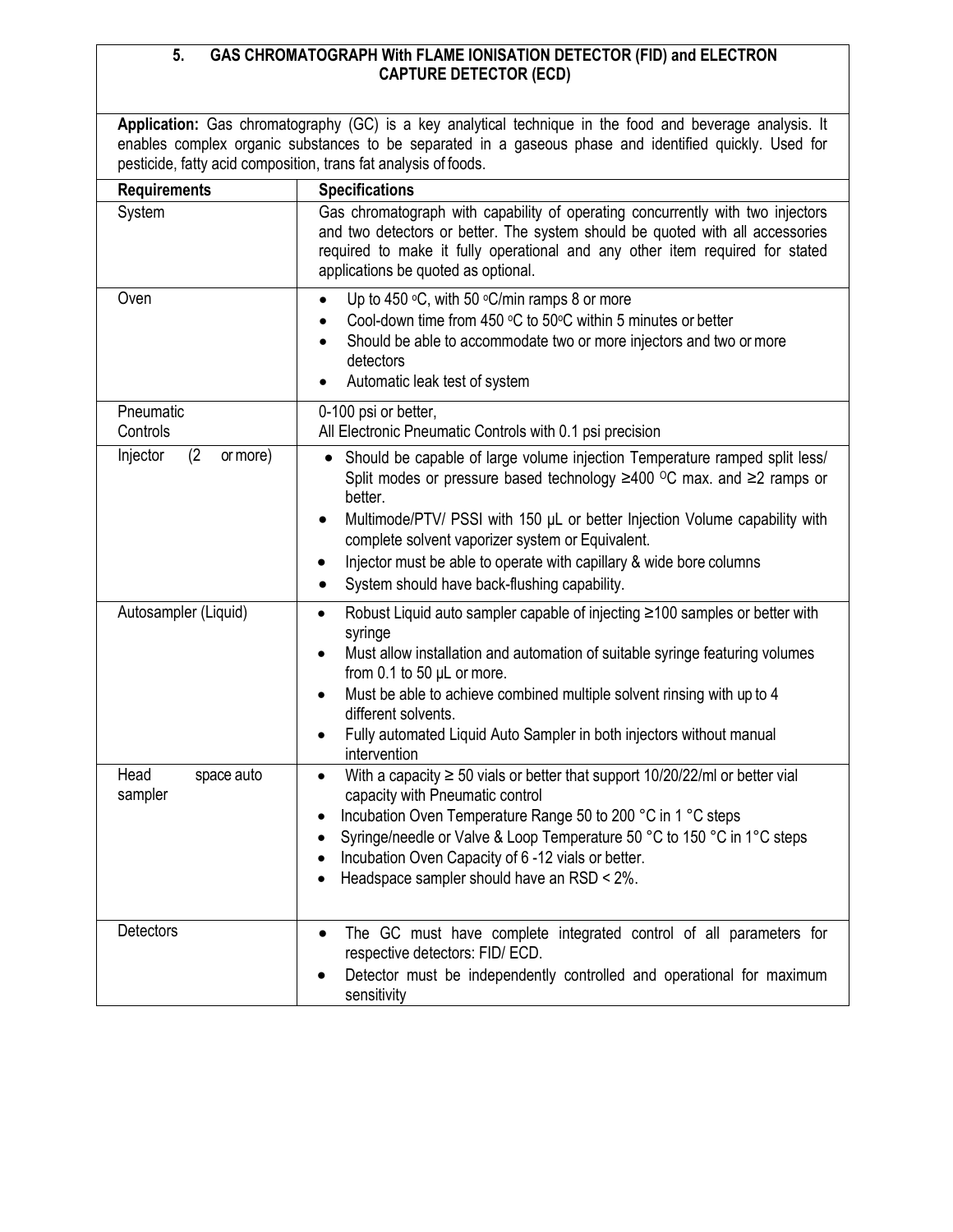## 5. GAS CHROMATOGRAPH With FLAME IONISATION DETECTOR (FID) and ELECTRON CAPTURE DETECTOR (ECD)

**Application:** Gas chromatography (GC) is a key analytical technique in the food and beverage analysis. It enables complex organic substances to be separated in a gaseous phase and identified quickly. Used for pesticide, fatty acid composition, trans fat analysis of foods.

| Requirements | Specifications |
|---|---|
| System | Gas chromatograph with capability of operating concurrently with two injectors and two detectors or better. The system should be quoted with all accessories required to make it fully operational and any other item required for stated applications be quoted as optional. |
| Oven | • Up to 450 °C, with 50 °C/min ramps 8 or more<br>• Cool-down time from 450 °C to 50°C within 5 minutes or better<br>• Should be able to accommodate two or more injectors and two or more detectors<br>• Automatic leak test of system |
| Pneumatic Controls | 0-100 psi or better,<br>All Electronic Pneumatic Controls with 0.1 psi precision |
| Injector (2 or more) | • Should be capable of large volume injection Temperature ramped split less/ Split modes or pressure based technology ≥400 °C max. and ≥2 ramps or better.<br>• Multimode/PTV/ PSSI with 150 µL or better Injection Volume capability with complete solvent vaporizer system or Equivalent.<br>• Injector must be able to operate with capillary & wide bore columns<br>• System should have back-flushing capability. |
| Autosampler (Liquid) | • Robust Liquid auto sampler capable of injecting ≥100 samples or better with syringe<br>• Must allow installation and automation of suitable syringe featuring volumes from 0.1 to 50 µL or more.<br>• Must be able to achieve combined multiple solvent rinsing with up to 4 different solvents.<br>• Fully automated Liquid Auto Sampler in both injectors without manual intervention |
| Head space auto sampler | • With a capacity ≥ 50 vials or better that support 10/20/22/ml or better vial capacity with Pneumatic control<br>• Incubation Oven Temperature Range 50 to 200 °C in 1 °C steps<br>• Syringe/needle or Valve & Loop Temperature 50 °C to 150 °C in 1°C steps<br>• Incubation Oven Capacity of 6 -12 vials or better.<br>• Headspace sampler should have an RSD < 2%. |
| Detectors | • The GC must have complete integrated control of all parameters for respective detectors: FID/ ECD.<br>• Detector must be independently controlled and operational for maximum sensitivity |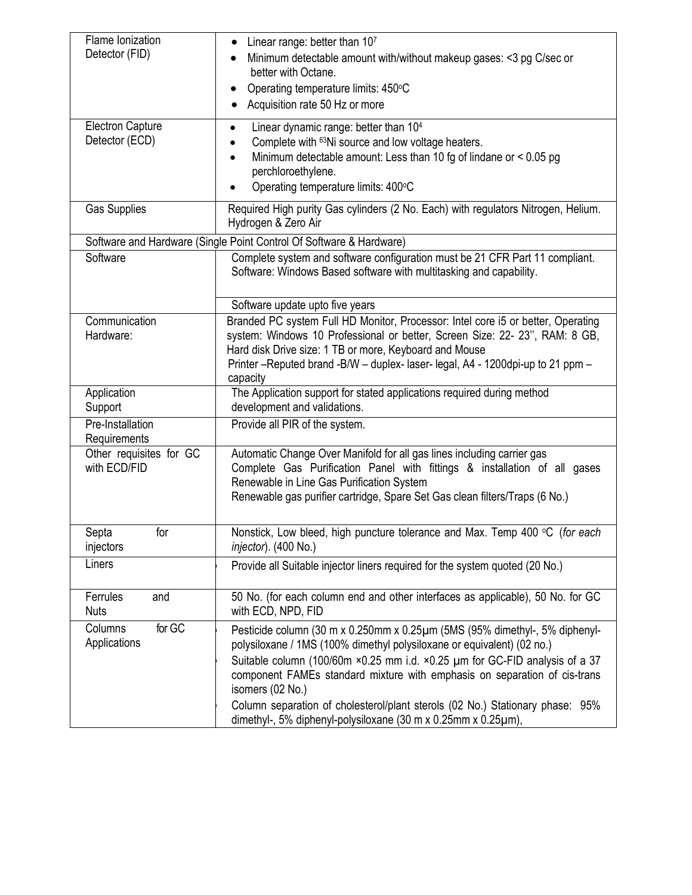| | |
|---|---|
| Flame Ionization Detector (FID) | • Linear range: better than $10^7$ <br> • Minimum detectable amount with/without makeup gases: <3 pg C/sec or better with Octane. <br> • Operating temperature limits: 450°C <br> • Acquisition rate 50 Hz or more |
| Electron Capture Detector (ECD) | • Linear dynamic range: better than $10^4$ <br> • Complete with $^{63}$Ni source and low voltage heaters. <br> • Minimum detectable amount: Less than 10 fg of lindane or < 0.05 pg perchloroethylene. <br> • Operating temperature limits: 400°C |
| Gas Supplies | Required High purity Gas cylinders (2 No. Each) with regulators Nitrogen, Helium. Hydrogen & Zero Air |
| Software and Hardware (Single Point Control Of Software & Hardware) | |
| Software | Complete system and software configuration must be 21 CFR Part 11 compliant. Software: Windows Based software with multitasking and capability. <br> Software update upto five years |
| Communication Hardware: | Branded PC system Full HD Monitor, Processor: Intel core i5 or better, Operating system: Windows 10 Professional or better, Screen Size: 22- 23'', RAM: 8 GB, Hard disk Drive size: 1 TB or more, Keyboard and Mouse <br> Printer –Reputed brand -B/W – duplex- laser- legal, A4 - 1200dpi-up to 21 ppm – capacity |
| Application Support | The Application support for stated applications required during method development and validations. |
| Pre-Installation Requirements | Provide all PIR of the system. |
| Other requisites for GC with ECD/FID | Automatic Change Over Manifold for all gas lines including carrier gas <br> Complete Gas Purification Panel with fittings & installation of all gases <br> Renewable in Line Gas Purification System <br> Renewable gas purifier cartridge, Spare Set Gas clean filters/Traps (6 No.) |
| Septa for injectors | Nonstick, Low bleed, high puncture tolerance and Max. Temp 400 °C (*for each injector*). (400 No.) |
| Liners | Provide all Suitable injector liners required for the system quoted (20 No.) |
| Ferrules and Nuts | 50 No. (for each column end and other interfaces as applicable), 50 No. for GC with ECD, NPD, FID |
| Columns for GC Applications | Pesticide column (30 m x 0.250mm x 0.25µm (5MS (95% dimethyl-, 5% diphenyl-polysiloxane / 1MS (100% dimethyl polysiloxane or equivalent) (02 no.) <br> Suitable column (100/60m ×0.25 mm i.d. ×0.25 µm for GC-FID analysis of a 37 component FAMEs standard mixture with emphasis on separation of cis-trans isomers (02 No.) <br> Column separation of cholesterol/plant sterols (02 No.) Stationary phase: 95% dimethyl-, 5% diphenyl-polysiloxane (30 m x 0.25mm x 0.25µm), |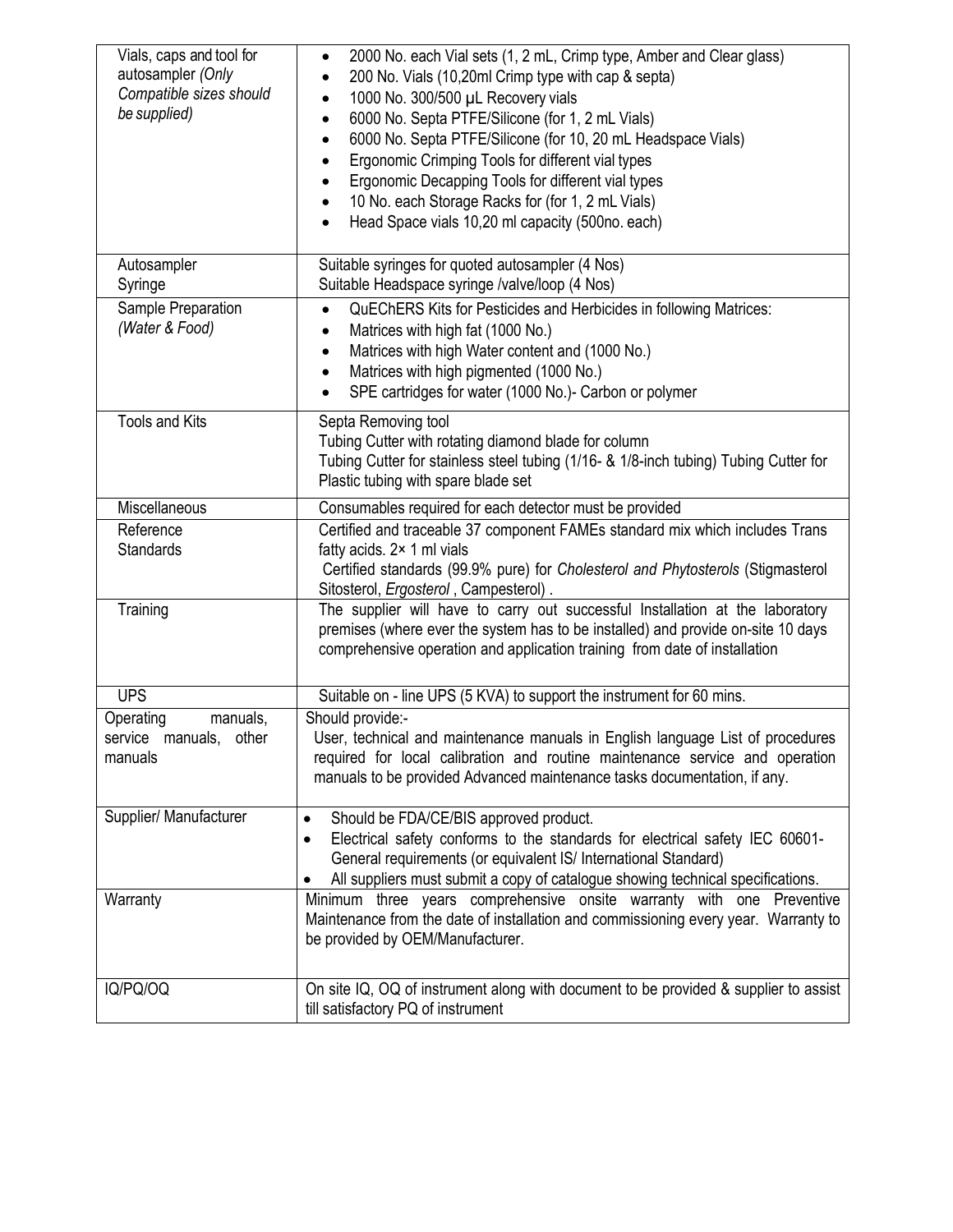| | |
|---|---|
| Vials, caps and tool for autosampler *(Only Compatible sizes should be supplied)* | • 2000 No. each Vial sets (1, 2 mL, Crimp type, Amber and Clear glass)<br>• 200 No. Vials (10,20ml Crimp type with cap & septa)<br>• 1000 No. 300/500 µL Recovery vials<br>• 6000 No. Septa PTFE/Silicone (for 1, 2 mL Vials)<br>• 6000 No. Septa PTFE/Silicone (for 10, 20 mL Headspace Vials)<br>• Ergonomic Crimping Tools for different vial types<br>• Ergonomic Decapping Tools for different vial types<br>• 10 No. each Storage Racks for (for 1, 2 mL Vials)<br>• Head Space vials 10,20 ml capacity (500no. each) |
| Autosampler Syringe | Suitable syringes for quoted autosampler (4 Nos)<br>Suitable Headspace syringe /valve/loop (4 Nos) |
| Sample Preparation *(Water & Food)* | • QuEChERS Kits for Pesticides and Herbicides in following Matrices:<br>• Matrices with high fat (1000 No.)<br>• Matrices with high Water content and (1000 No.)<br>• Matrices with high pigmented (1000 No.)<br>• SPE cartridges for water (1000 No.)- Carbon or polymer |
| Tools and Kits | Septa Removing tool<br>Tubing Cutter with rotating diamond blade for column<br>Tubing Cutter for stainless steel tubing (1/16- & 1/8-inch tubing) Tubing Cutter for Plastic tubing with spare blade set |
| Miscellaneous | Consumables required for each detector must be provided |
| Reference Standards | Certified and traceable 37 component FAMEs standard mix which includes Trans fatty acids. 2× 1 ml vials<br>Certified standards (99.9% pure) for *Cholesterol and Phytosterols* (Stigmasterol Sitosterol, *Ergosterol* , Campesterol) . |
| Training | The supplier will have to carry out successful Installation at the laboratory premises (where ever the system has to be installed) and provide on-site 10 days comprehensive operation and application training from date of installation |
| UPS | Suitable on - line UPS (5 KVA) to support the instrument for 60 mins. |
| Operating manuals, service manuals, other manuals | Should provide:-<br>User, technical and maintenance manuals in English language List of procedures required for local calibration and routine maintenance service and operation manuals to be provided Advanced maintenance tasks documentation, if any. |
| Supplier/ Manufacturer | • Should be FDA/CE/BIS approved product.<br>• Electrical safety conforms to the standards for electrical safety IEC 60601- General requirements (or equivalent IS/ International Standard)<br>• All suppliers must submit a copy of catalogue showing technical specifications. |
| Warranty | Minimum three years comprehensive onsite warranty with one Preventive Maintenance from the date of installation and commissioning every year. Warranty to be provided by OEM/Manufacturer. |
| IQ/PQ/OQ | On site IQ, OQ of instrument along with document to be provided & supplier to assist till satisfactory PQ of instrument |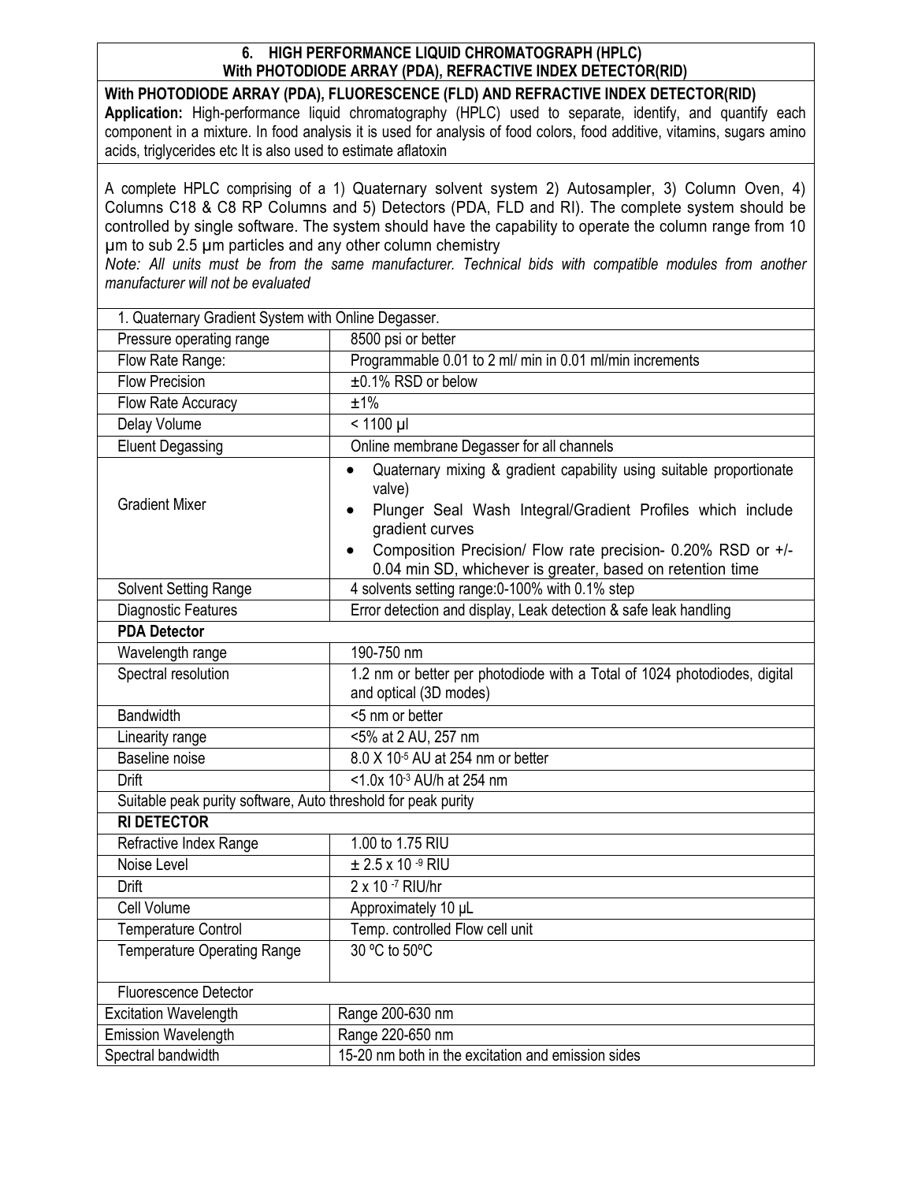## 6. HIGH PERFORMANCE LIQUID CHROMATOGRAPH (HPLC) With PHOTODIODE ARRAY (PDA), REFRACTIVE INDEX DETECTOR(RID)

**With PHOTODIODE ARRAY (PDA), FLUORESCENCE (FLD) AND REFRACTIVE INDEX DETECTOR(RID)**

**Application:** High-performance liquid chromatography (HPLC) used to separate, identify, and quantify each component in a mixture. In food analysis it is used for analysis of food colors, food additive, vitamins, sugars amino acids, triglycerides etc It is also used to estimate aflatoxin

A complete HPLC comprising of a 1) Quaternary solvent system 2) Autosampler, 3) Column Oven, 4) Columns C18 & C8 RP Columns and 5) Detectors (PDA, FLD and RI). The complete system should be controlled by single software. The system should have the capability to operate the column range from 10 µm to sub 2.5 µm particles and any other column chemistry

*Note: All units must be from the same manufacturer. Technical bids with compatible modules from another manufacturer will not be evaluated*

| 1. Quaternary Gradient System with Online Degasser. | |
|---|---|
| Pressure operating range | 8500 psi or better |
| Flow Rate Range: | Programmable 0.01 to 2 ml/ min in 0.01 ml/min increments |
| Flow Precision | ±0.1% RSD or below |
| Flow Rate Accuracy | ±1% |
| Delay Volume | < 1100 µl |
| Eluent Degassing | Online membrane Degasser for all channels |
| Gradient Mixer | • Quaternary mixing & gradient capability using suitable proportionate valve)<br>• Plunger Seal Wash Integral/Gradient Profiles which include gradient curves<br>• Composition Precision/ Flow rate precision- 0.20% RSD or +/- 0.04 min SD, whichever is greater, based on retention time |
| Solvent Setting Range | 4 solvents setting range:0-100% with 0.1% step |
| Diagnostic Features | Error detection and display, Leak detection & safe leak handling |
| **PDA Detector** | |
| Wavelength range | 190-750 nm |
| Spectral resolution | 1.2 nm or better per photodiode with a Total of 1024 photodiodes, digital and optical (3D modes) |
| Bandwidth | <5 nm or better |
| Linearity range | <5% at 2 AU, 257 nm |
| Baseline noise | $8.0 \times 10^{-5}$ AU at 254 nm or better |
| Drift | $<1.0 \times 10^{-3}$ AU/h at 254 nm |
| Suitable peak purity software, Auto threshold for peak purity | |
| **RI DETECTOR** | |
| Refractive Index Range | 1.00 to 1.75 RIU |
| Noise Level | $\pm 2.5 \times 10^{-9}$ RIU |
| Drift | $2 \times 10^{-7}$ RIU/hr |
| Cell Volume | Approximately 10 µL |
| Temperature Control | Temp. controlled Flow cell unit |
| Temperature Operating Range | 30 ºC to 50ºC |
| Fluorescence Detector | |
| Excitation Wavelength | Range 200-630 nm |
| Emission Wavelength | Range 220-650 nm |
| Spectral bandwidth | 15-20 nm both in the excitation and emission sides |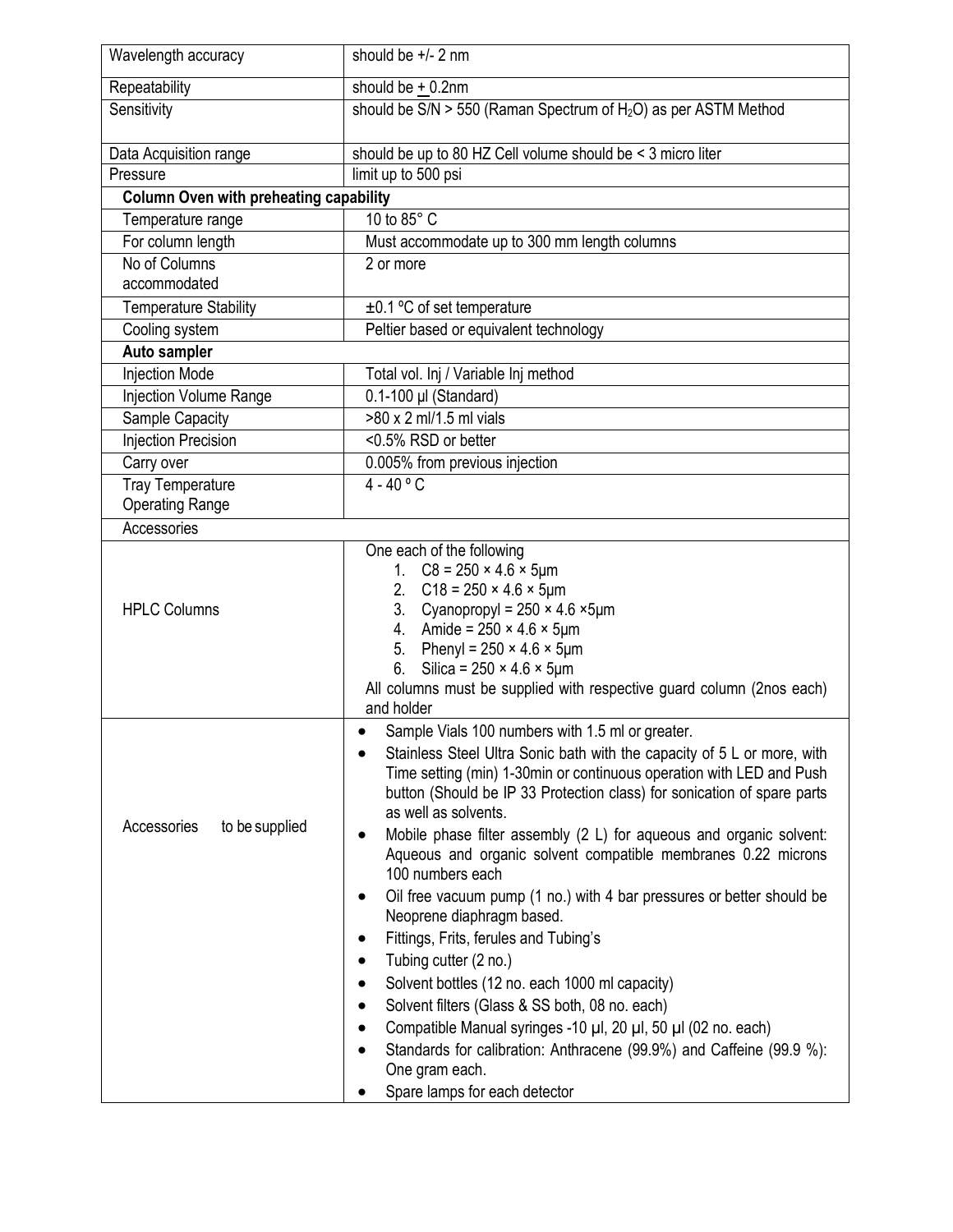| | |
|---|---|
| Wavelength accuracy | should be +/- 2 nm |
| Repeatability | should be $\pm$ 0.2nm |
| Sensitivity | should be S/N > 550 (Raman Spectrum of $H_2O$) as per ASTM Method |
| Data Acquisition range | should be up to 80 HZ Cell volume should be < 3 micro liter |
| Pressure | limit up to 500 psi |
| **Column Oven with preheating capability** | |
| Temperature range | 10 to 85° C |
| For column length | Must accommodate up to 300 mm length columns |
| No of Columns accommodated | 2 or more |
| Temperature Stability | ±0.1 ºC of set temperature |
| Cooling system | Peltier based or equivalent technology |
| **Auto sampler** | |
| Injection Mode | Total vol. Inj / Variable Inj method |
| Injection Volume Range | 0.1-100 µl (Standard) |
| Sample Capacity | >80 x 2 ml/1.5 ml vials |
| Injection Precision | <0.5% RSD or better |
| Carry over | 0.005% from previous injection |
| Tray Temperature Operating Range | 4 - 40 º C |
| Accessories | |
| HPLC Columns | One each of the following<br>1. C8 = 250 × 4.6 × 5µm<br>2. C18 = 250 × 4.6 × 5µm<br>3. Cyanopropyl = 250 × 4.6 ×5µm<br>4. Amide = 250 × 4.6 × 5µm<br>5. Phenyl = 250 × 4.6 × 5µm<br>6. Silica = 250 × 4.6 × 5µm<br>All columns must be supplied with respective guard column (2nos each) and holder |
| Accessories to be supplied | • Sample Vials 100 numbers with 1.5 ml or greater.<br>• Stainless Steel Ultra Sonic bath with the capacity of 5 L or more, with Time setting (min) 1-30min or continuous operation with LED and Push button (Should be IP 33 Protection class) for sonication of spare parts as well as solvents.<br>• Mobile phase filter assembly (2 L) for aqueous and organic solvent: Aqueous and organic solvent compatible membranes 0.22 microns 100 numbers each<br>• Oil free vacuum pump (1 no.) with 4 bar pressures or better should be Neoprene diaphragm based.<br>• Fittings, Frits, ferules and Tubing's<br>• Tubing cutter (2 no.)<br>• Solvent bottles (12 no. each 1000 ml capacity)<br>• Solvent filters (Glass & SS both, 08 no. each)<br>• Compatible Manual syringes -10 µl, 20 µl, 50 µl (02 no. each)<br>• Standards for calibration: Anthracene (99.9%) and Caffeine (99.9 %): One gram each.<br>• Spare lamps for each detector |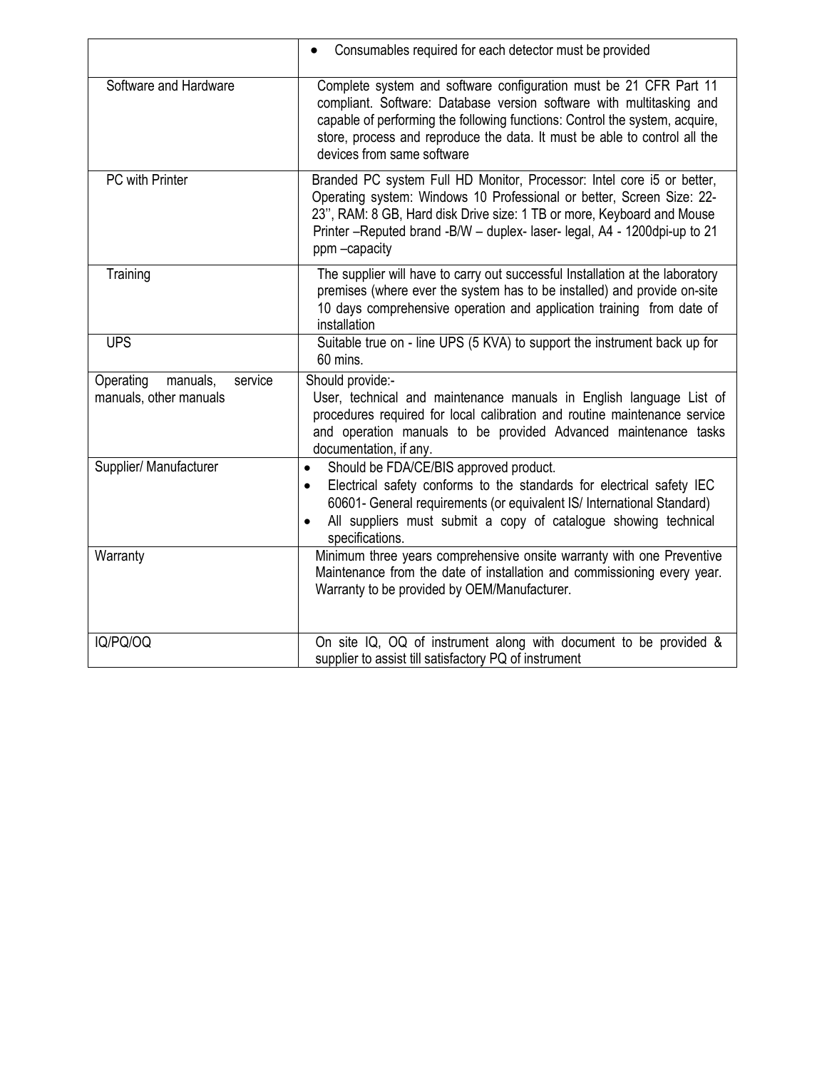| | |
|---|---|
| | • Consumables required for each detector must be provided |
| Software and Hardware | Complete system and software configuration must be 21 CFR Part 11 compliant. Software: Database version software with multitasking and capable of performing the following functions: Control the system, acquire, store, process and reproduce the data. It must be able to control all the devices from same software |
| PC with Printer | Branded PC system Full HD Monitor, Processor: Intel core i5 or better, Operating system: Windows 10 Professional or better, Screen Size: 22-23'', RAM: 8 GB, Hard disk Drive size: 1 TB or more, Keyboard and Mouse Printer –Reputed brand -B/W – duplex- laser- legal, A4 - 1200dpi-up to 21 ppm –capacity |
| Training | The supplier will have to carry out successful Installation at the laboratory premises (where ever the system has to be installed) and provide on-site 10 days comprehensive operation and application training from date of installation |
| UPS | Suitable true on - line UPS (5 KVA) to support the instrument back up for 60 mins. |
| Operating manuals, service manuals, other manuals | Should provide:- User, technical and maintenance manuals in English language List of procedures required for local calibration and routine maintenance service and operation manuals to be provided Advanced maintenance tasks documentation, if any. |
| Supplier/ Manufacturer | • Should be FDA/CE/BIS approved product. • Electrical safety conforms to the standards for electrical safety IEC 60601- General requirements (or equivalent IS/ International Standard) • All suppliers must submit a copy of catalogue showing technical specifications. |
| Warranty | Minimum three years comprehensive onsite warranty with one Preventive Maintenance from the date of installation and commissioning every year. Warranty to be provided by OEM/Manufacturer. |
| IQ/PQ/OQ | On site IQ, OQ of instrument along with document to be provided & supplier to assist till satisfactory PQ of instrument |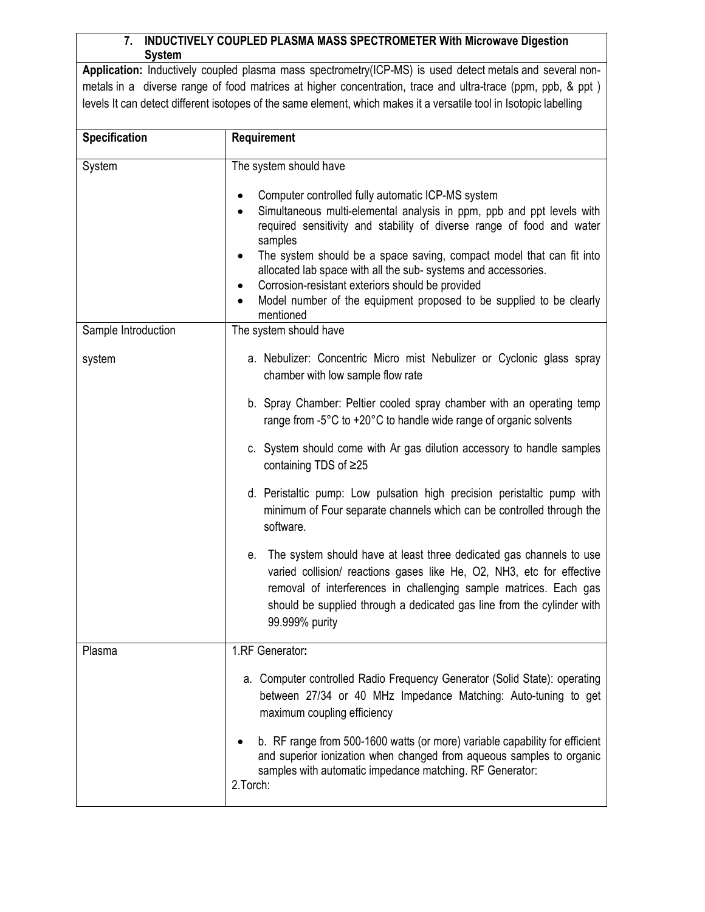**7. INDUCTIVELY COUPLED PLASMA MASS SPECTROMETER With Microwave Digestion System**

**Application:** Inductively coupled plasma mass spectrometry(ICP-MS) is used detect metals and several non-metals in a diverse range of food matrices at higher concentration, trace and ultra-trace (ppm, ppb, & ppt ) levels It can detect different isotopes of the same element, which makes it a versatile tool in Isotopic labelling

| Specification | Requirement |
|---|---|
| System | The system should have<br><br>• Computer controlled fully automatic ICP-MS system<br>• Simultaneous multi-elemental analysis in ppm, ppb and ppt levels with required sensitivity and stability of diverse range of food and water samples<br>• The system should be a space saving, compact model that can fit into allocated lab space with all the sub- systems and accessories.<br>• Corrosion-resistant exteriors should be provided<br>• Model number of the equipment proposed to be supplied to be clearly mentioned |
| Sample Introduction<br><br>system | The system should have<br><br>a. Nebulizer: Concentric Micro mist Nebulizer or Cyclonic glass spray chamber with low sample flow rate<br><br>b. Spray Chamber: Peltier cooled spray chamber with an operating temp range from -5°C to +20°C to handle wide range of organic solvents<br><br>c. System should come with Ar gas dilution accessory to handle samples containing TDS of ≥25<br><br>d. Peristaltic pump: Low pulsation high precision peristaltic pump with minimum of Four separate channels which can be controlled through the software.<br><br>e. The system should have at least three dedicated gas channels to use varied collision/ reactions gases like He, $O_2$, $NH_3$, etc for effective removal of interferences in challenging sample matrices. Each gas should be supplied through a dedicated gas line from the cylinder with 99.999% purity |
| Plasma | 1.RF Generator**:**<br><br>a. Computer controlled Radio Frequency Generator (Solid State): operating between 27/34 or 40 MHz Impedance Matching: Auto-tuning to get maximum coupling efficiency<br><br>• b. RF range from 500-1600 watts (or more) variable capability for efficient and superior ionization when changed from aqueous samples to organic samples with automatic impedance matching. RF Generator:<br>2.Torch: |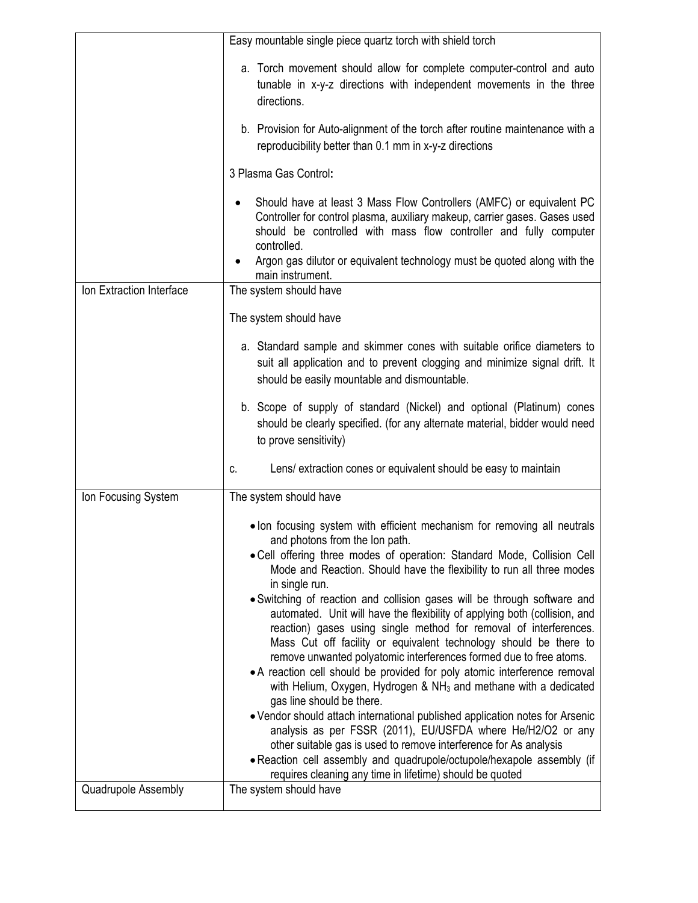| | |
|---|---|
| | Easy mountable single piece quartz torch with shield torch<br><br>a. Torch movement should allow for complete computer-control and auto tunable in x-y-z directions with independent movements in the three directions.<br><br>b. Provision for Auto-alignment of the torch after routine maintenance with a reproducibility better than 0.1 mm in x-y-z directions<br><br>3 Plasma Gas Control**:**<br><br>• Should have at least 3 Mass Flow Controllers (AMFC) or equivalent PC Controller for control plasma, auxiliary makeup, carrier gases. Gases used should be controlled with mass flow controller and fully computer controlled.<br>• Argon gas dilutor or equivalent technology must be quoted along with the main instrument. |
| Ion Extraction Interface | The system should have<br><br>The system should have<br><br>a. Standard sample and skimmer cones with suitable orifice diameters to suit all application and to prevent clogging and minimize signal drift. It should be easily mountable and dismountable.<br><br>b. Scope of supply of standard (Nickel) and optional (Platinum) cones should be clearly specified. (for any alternate material, bidder would need to prove sensitivity)<br><br>c. Lens/ extraction cones or equivalent should be easy to maintain |
| Ion Focusing System | The system should have<br><br>• Ion focusing system with efficient mechanism for removing all neutrals and photons from the Ion path.<br>• Cell offering three modes of operation: Standard Mode, Collision Cell Mode and Reaction. Should have the flexibility to run all three modes in single run.<br>• Switching of reaction and collision gases will be through software and automated. Unit will have the flexibility of applying both (collision, and reaction) gases using single method for removal of interferences. Mass Cut off facility or equivalent technology should be there to remove unwanted polyatomic interferences formed due to free atoms.<br>• A reaction cell should be provided for poly atomic interference removal with Helium, Oxygen, Hydrogen & $NH_3$ and methane with a dedicated gas line should be there.<br>• Vendor should attach international published application notes for Arsenic analysis as per FSSR (2011), EU/USFDA where He/H2/O2 or any other suitable gas is used to remove interference for As analysis<br>• Reaction cell assembly and quadrupole/octupole/hexapole assembly (if requires cleaning any time in lifetime) should be quoted |
| Quadrupole Assembly | The system should have |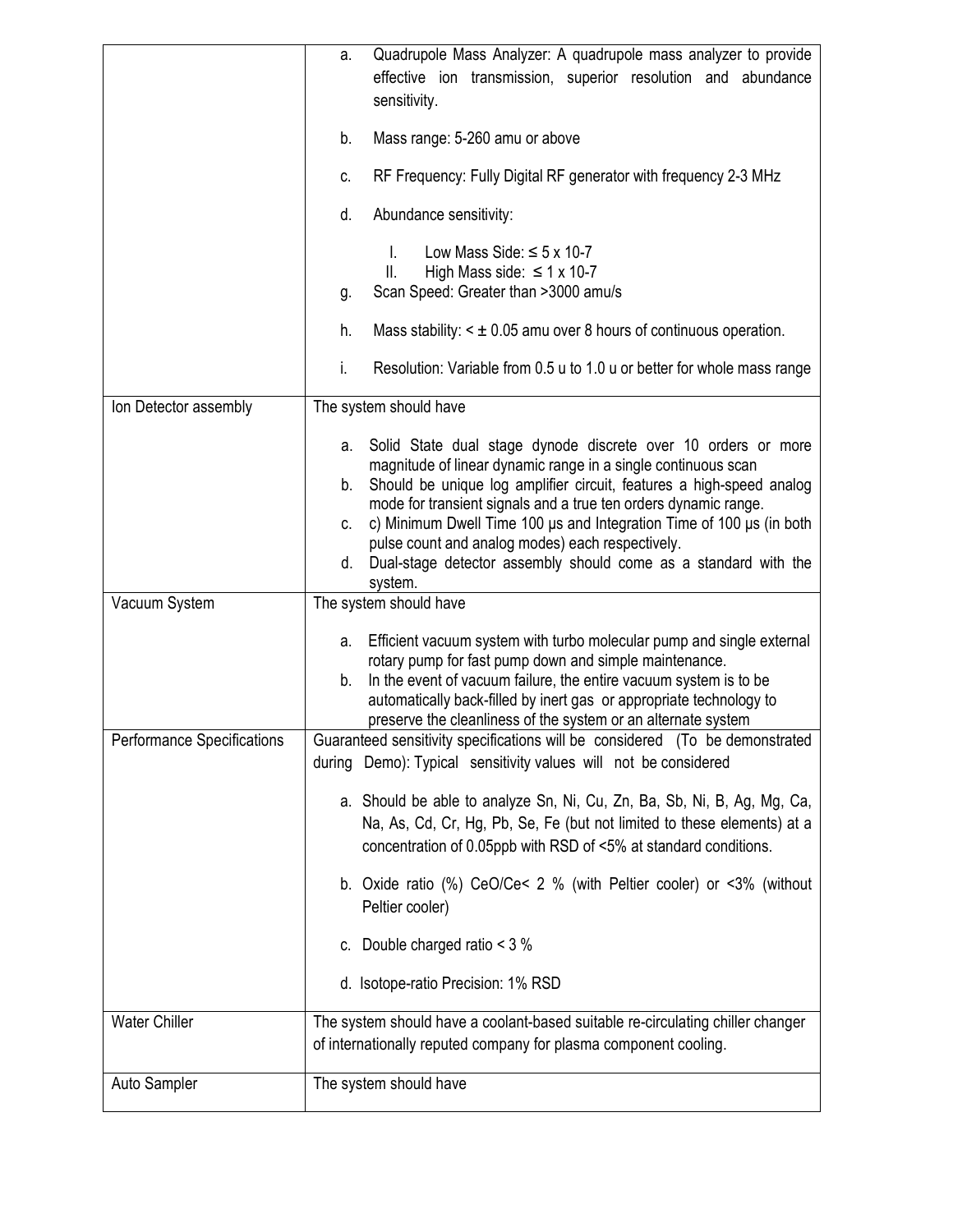| | |
|---|---|
| | a. Quadrupole Mass Analyzer: A quadrupole mass analyzer to provide effective ion transmission, superior resolution and abundance sensitivity.<br><br>b. Mass range: 5-260 amu or above<br><br>c. RF Frequency: Fully Digital RF generator with frequency 2-3 MHz<br><br>d. Abundance sensitivity:<br><br>I. Low Mass Side: ≤ 5 x 10-7<br>II. High Mass side: ≤ 1 x 10-7<br><br>g. Scan Speed: Greater than >3000 amu/s<br><br>h. Mass stability: < ± 0.05 amu over 8 hours of continuous operation.<br><br>i. Resolution: Variable from 0.5 u to 1.0 u or better for whole mass range |
| Ion Detector assembly | The system should have<br><br>a. Solid State dual stage dynode discrete over 10 orders or more magnitude of linear dynamic range in a single continuous scan<br>b. Should be unique log amplifier circuit, features a high-speed analog mode for transient signals and a true ten orders dynamic range.<br>c. c) Minimum Dwell Time 100 µs and Integration Time of 100 µs (in both pulse count and analog modes) each respectively.<br>d. Dual-stage detector assembly should come as a standard with the system. |
| Vacuum System | The system should have<br><br>a. Efficient vacuum system with turbo molecular pump and single external rotary pump for fast pump down and simple maintenance.<br>b. In the event of vacuum failure, the entire vacuum system is to be automatically back-filled by inert gas or appropriate technology to preserve the cleanliness of the system or an alternate system |
| Performance Specifications | Guaranteed sensitivity specifications will be considered (To be demonstrated during Demo): Typical sensitivity values will not be considered<br><br>a. Should be able to analyze Sn, Ni, Cu, Zn, Ba, Sb, Ni, B, Ag, Mg, Ca, Na, As, Cd, Cr, Hg, Pb, Se, Fe (but not limited to these elements) at a concentration of 0.05ppb with RSD of <5% at standard conditions.<br><br>b. Oxide ratio (%) CeO/Ce< 2 % (with Peltier cooler) or <3% (without Peltier cooler)<br><br>c. Double charged ratio < 3 %<br><br>d. Isotope-ratio Precision: 1% RSD |
| Water Chiller | The system should have a coolant-based suitable re-circulating chiller changer of internationally reputed company for plasma component cooling. |
| Auto Sampler | The system should have |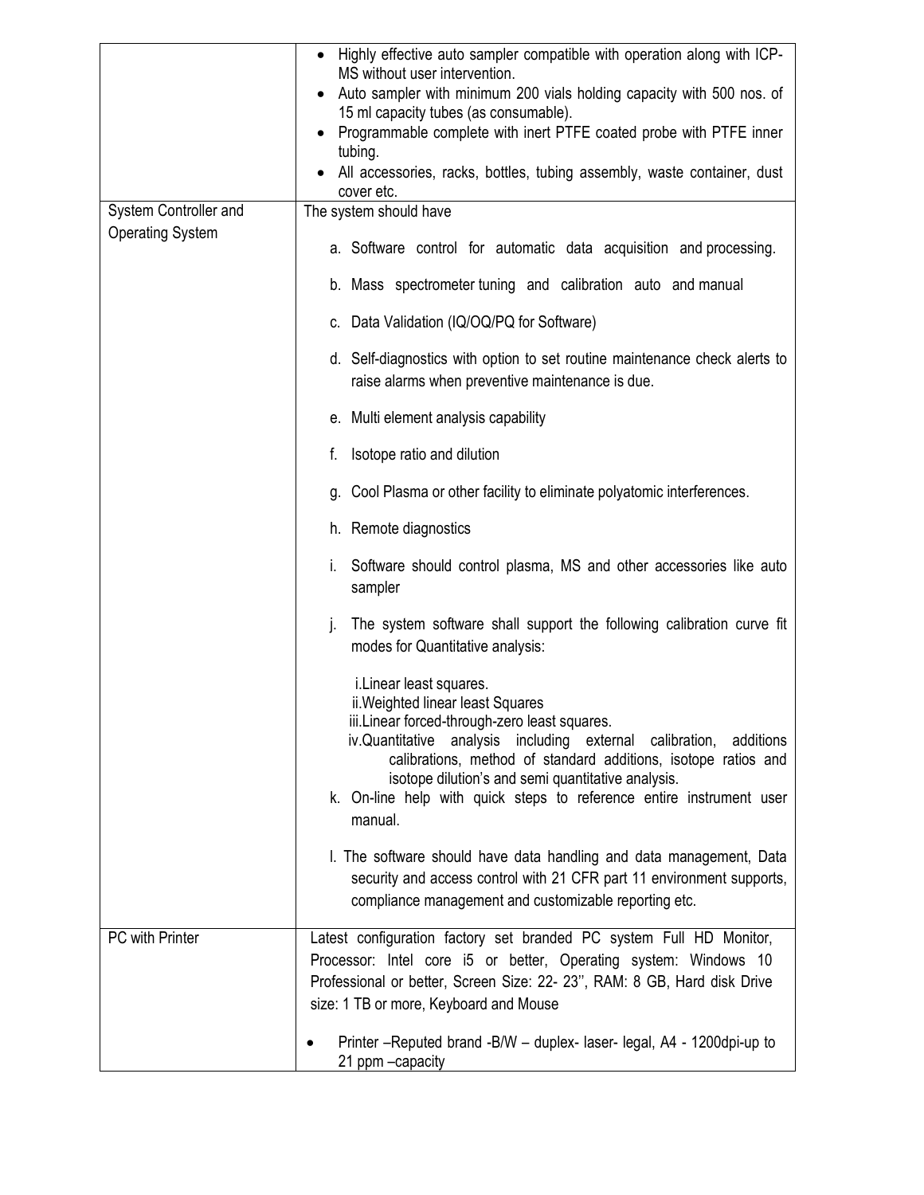| | |
|---|---|
| | • Highly effective auto sampler compatible with operation along with ICP-MS without user intervention.<br>• Auto sampler with minimum 200 vials holding capacity with 500 nos. of 15 ml capacity tubes (as consumable).<br>• Programmable complete with inert PTFE coated probe with PTFE inner tubing.<br>• All accessories, racks, bottles, tubing assembly, waste container, dust cover etc. |
| System Controller and Operating System | The system should have<br>a. Software control for automatic data acquisition and processing.<br>b. Mass spectrometer tuning and calibration auto and manual<br>c. Data Validation (IQ/OQ/PQ for Software)<br>d. Self-diagnostics with option to set routine maintenance check alerts to raise alarms when preventive maintenance is due.<br>e. Multi element analysis capability<br>f. Isotope ratio and dilution<br>g. Cool Plasma or other facility to eliminate polyatomic interferences.<br>h. Remote diagnostics<br>i. Software should control plasma, MS and other accessories like auto sampler<br>j. The system software shall support the following calibration curve fit modes for Quantitative analysis:<br>i.Linear least squares.<br>ii.Weighted linear least Squares<br>iii.Linear forced-through-zero least squares.<br>iv.Quantitative analysis including external calibration, additions calibrations, method of standard additions, isotope ratios and isotope dilution's and semi quantitative analysis.<br>k. On-line help with quick steps to reference entire instrument user manual.<br>l. The software should have data handling and data management, Data security and access control with 21 CFR part 11 environment supports, compliance management and customizable reporting etc. |
| PC with Printer | Latest configuration factory set branded PC system Full HD Monitor, Processor: Intel core i5 or better, Operating system: Windows 10 Professional or better, Screen Size: 22- 23'', RAM: 8 GB, Hard disk Drive size: 1 TB or more, Keyboard and Mouse<br>• Printer –Reputed brand -B/W – duplex- laser- legal, A4 - 1200dpi-up to 21 ppm –capacity |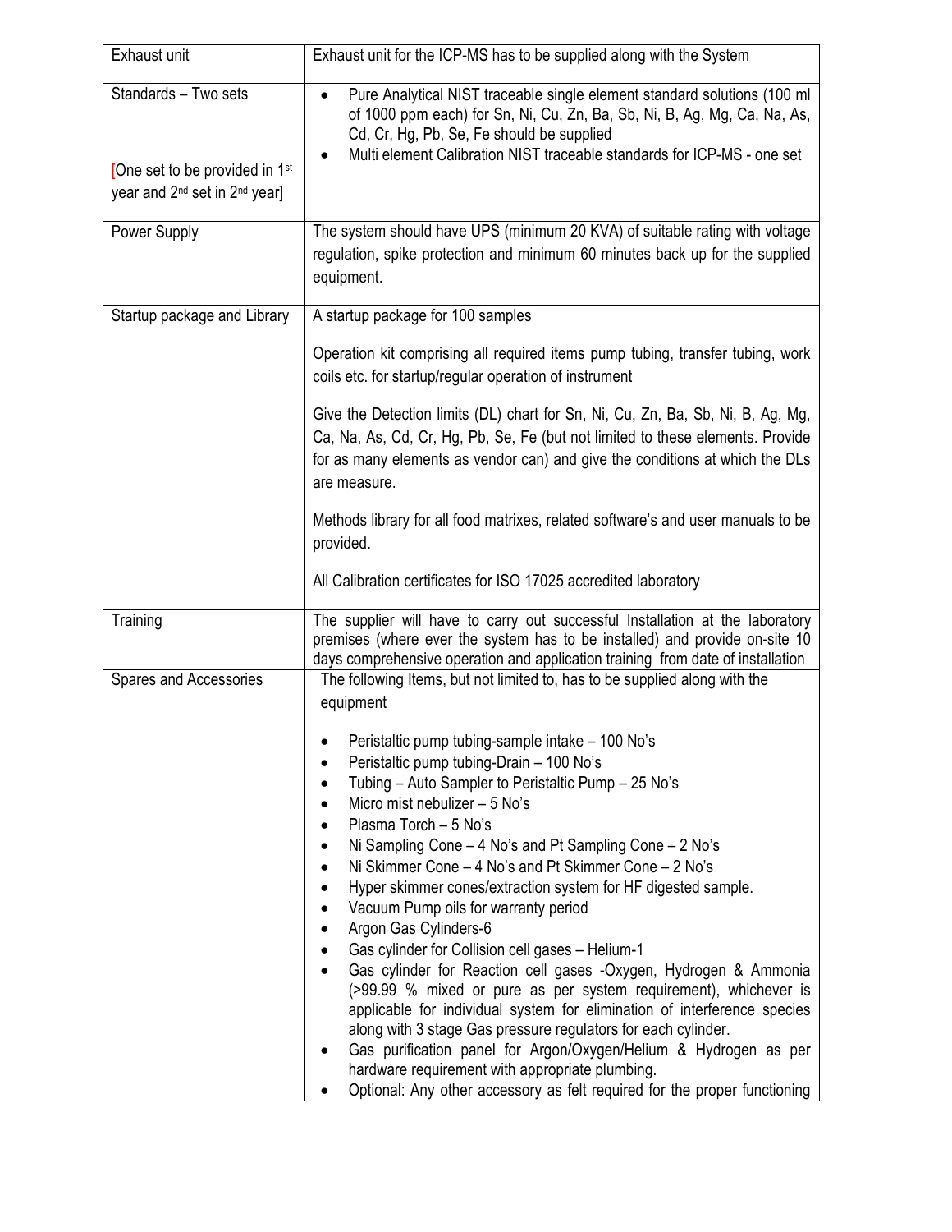| | |
|---|---|
| Exhaust unit | Exhaust unit for the ICP-MS has to be supplied along with the System |
| Standards – Two sets<br><br>[One set to be provided in 1st year and 2nd set in 2nd year] | • Pure Analytical NIST traceable single element standard solutions (100 ml of 1000 ppm each) for Sn, Ni, Cu, Zn, Ba, Sb, Ni, B, Ag, Mg, Ca, Na, As, Cd, Cr, Hg, Pb, Se, Fe should be supplied<br>• Multi element Calibration NIST traceable standards for ICP-MS - one set |
| Power Supply | The system should have UPS (minimum 20 KVA) of suitable rating with voltage regulation, spike protection and minimum 60 minutes back up for the supplied equipment. |
| Startup package and Library | A startup package for 100 samples<br><br>Operation kit comprising all required items pump tubing, transfer tubing, work coils etc. for startup/regular operation of instrument<br><br>Give the Detection limits (DL) chart for Sn, Ni, Cu, Zn, Ba, Sb, Ni, B, Ag, Mg, Ca, Na, As, Cd, Cr, Hg, Pb, Se, Fe (but not limited to these elements. Provide for as many elements as vendor can) and give the conditions at which the DLs are measure.<br><br>Methods library for all food matrixes, related software's and user manuals to be provided.<br><br>All Calibration certificates for ISO 17025 accredited laboratory |
| Training | The supplier will have to carry out successful Installation at the laboratory premises (where ever the system has to be installed) and provide on-site 10 days comprehensive operation and application training from date of installation |
| Spares and Accessories | The following Items, but not limited to, has to be supplied along with the equipment<br><br>• Peristaltic pump tubing-sample intake – 100 No's<br>• Peristaltic pump tubing-Drain – 100 No's<br>• Tubing – Auto Sampler to Peristaltic Pump – 25 No's<br>• Micro mist nebulizer – 5 No's<br>• Plasma Torch – 5 No's<br>• Ni Sampling Cone – 4 No's and Pt Sampling Cone – 2 No's<br>• Ni Skimmer Cone – 4 No's and Pt Skimmer Cone – 2 No's<br>• Hyper skimmer cones/extraction system for HF digested sample.<br>• Vacuum Pump oils for warranty period<br>• Argon Gas Cylinders-6<br>• Gas cylinder for Collision cell gases – Helium-1<br>• Gas cylinder for Reaction cell gases -Oxygen, Hydrogen & Ammonia (>99.99 % mixed or pure as per system requirement), whichever is applicable for individual system for elimination of interference species along with 3 stage Gas pressure regulators for each cylinder.<br>• Gas purification panel for Argon/Oxygen/Helium & Hydrogen as per hardware requirement with appropriate plumbing.<br>• Optional: Any other accessory as felt required for the proper functioning |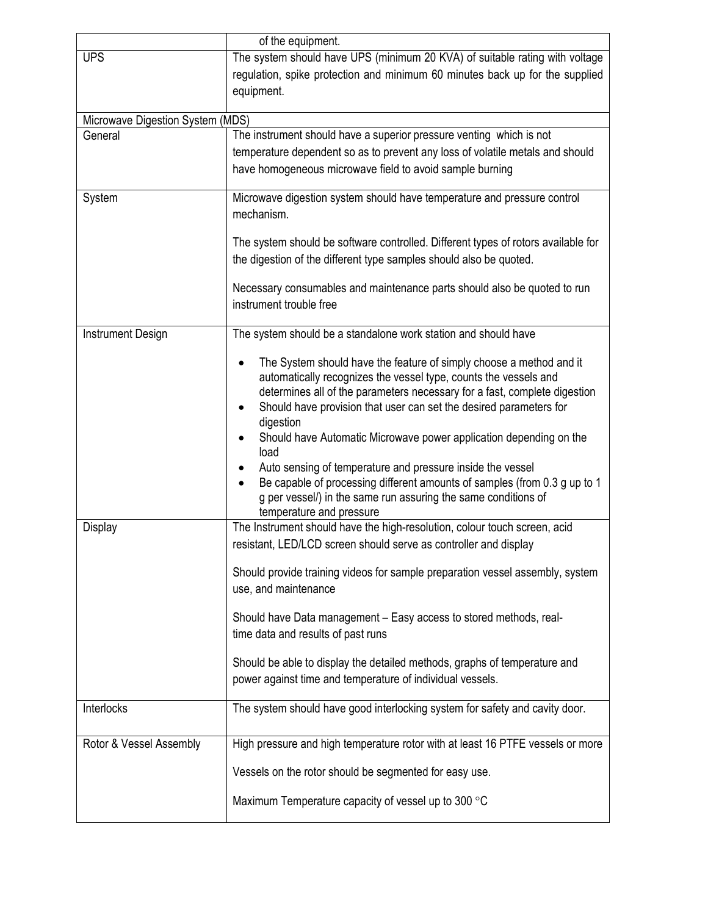| | |
|---|---|
| | of the equipment. |
| UPS | The system should have UPS (minimum 20 KVA) of suitable rating with voltage regulation, spike protection and minimum 60 minutes back up for the supplied equipment. |
| Microwave Digestion System (MDS) | |
| General | The instrument should have a superior pressure venting which is not temperature dependent so as to prevent any loss of volatile metals and should have homogeneous microwave field to avoid sample burning |
| System | Microwave digestion system should have temperature and pressure control mechanism.<br><br>The system should be software controlled. Different types of rotors available for the digestion of the different type samples should also be quoted.<br><br>Necessary consumables and maintenance parts should also be quoted to run instrument trouble free |
| Instrument Design | The system should be a standalone work station and should have<br><br>• The System should have the feature of simply choose a method and it automatically recognizes the vessel type, counts the vessels and determines all of the parameters necessary for a fast, complete digestion<br>• Should have provision that user can set the desired parameters for digestion<br>• Should have Automatic Microwave power application depending on the load<br>• Auto sensing of temperature and pressure inside the vessel<br>• Be capable of processing different amounts of samples (from 0.3 g up to 1 g per vessel/) in the same run assuring the same conditions of temperature and pressure |
| Display | The Instrument should have the high-resolution, colour touch screen, acid resistant, LED/LCD screen should serve as controller and display<br><br>Should provide training videos for sample preparation vessel assembly, system use, and maintenance<br><br>Should have Data management – Easy access to stored methods, real-time data and results of past runs<br><br>Should be able to display the detailed methods, graphs of temperature and power against time and temperature of individual vessels. |
| Interlocks | The system should have good interlocking system for safety and cavity door. |
| Rotor & Vessel Assembly | High pressure and high temperature rotor with at least 16 PTFE vessels or more<br><br>Vessels on the rotor should be segmented for easy use.<br><br>Maximum Temperature capacity of vessel up to 300 °C |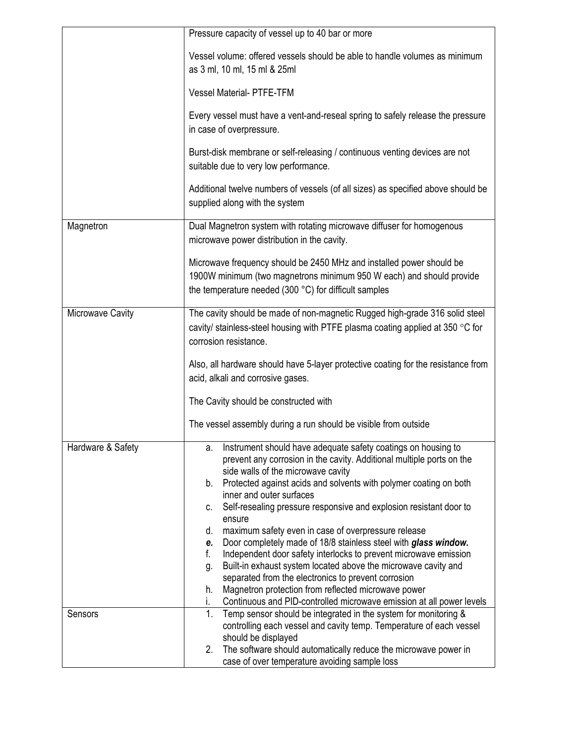| | |
|---|---|
| | Pressure capacity of vessel up to 40 bar or more<br><br>Vessel volume: offered vessels should be able to handle volumes as minimum as 3 ml, 10 ml, 15 ml & 25ml<br><br>Vessel Material- PTFE-TFM<br><br>Every vessel must have a vent-and-reseal spring to safely release the pressure in case of overpressure.<br><br>Burst-disk membrane or self-releasing / continuous venting devices are not suitable due to very low performance.<br><br>Additional twelve numbers of vessels (of all sizes) as specified above should be supplied along with the system |
| Magnetron | Dual Magnetron system with rotating microwave diffuser for homogenous microwave power distribution in the cavity.<br><br>Microwave frequency should be 2450 MHz and installed power should be 1900W minimum (two magnetrons minimum 950 W each) and should provide the temperature needed (300 °C) for difficult samples |
| Microwave Cavity | The cavity should be made of non-magnetic Rugged high-grade 316 solid steel cavity/ stainless-steel housing with PTFE plasma coating applied at 350 °C for corrosion resistance.<br><br>Also, all hardware should have 5-layer protective coating for the resistance from acid, alkali and corrosive gases.<br><br>The Cavity should be constructed with<br><br>The vessel assembly during a run should be visible from outside |
| Hardware & Safety | a. Instrument should have adequate safety coatings on housing to prevent any corrosion in the cavity. Additional multiple ports on the side walls of the microwave cavity<br>b. Protected against acids and solvents with polymer coating on both inner and outer surfaces<br>c. Self-resealing pressure responsive and explosion resistant door to ensure<br>d. maximum safety even in case of overpressure release<br>***e.*** Door completely made of 18/8 stainless steel with ***glass window.***<br>f. Independent door safety interlocks to prevent microwave emission<br>g. Built-in exhaust system located above the microwave cavity and separated from the electronics to prevent corrosion<br>h. Magnetron protection from reflected microwave power<br>i. Continuous and PID-controlled microwave emission at all power levels |
| Sensors | 1. Temp sensor should be integrated in the system for monitoring & controlling each vessel and cavity temp. Temperature of each vessel should be displayed<br>2. The software should automatically reduce the microwave power in case of over temperature avoiding sample loss |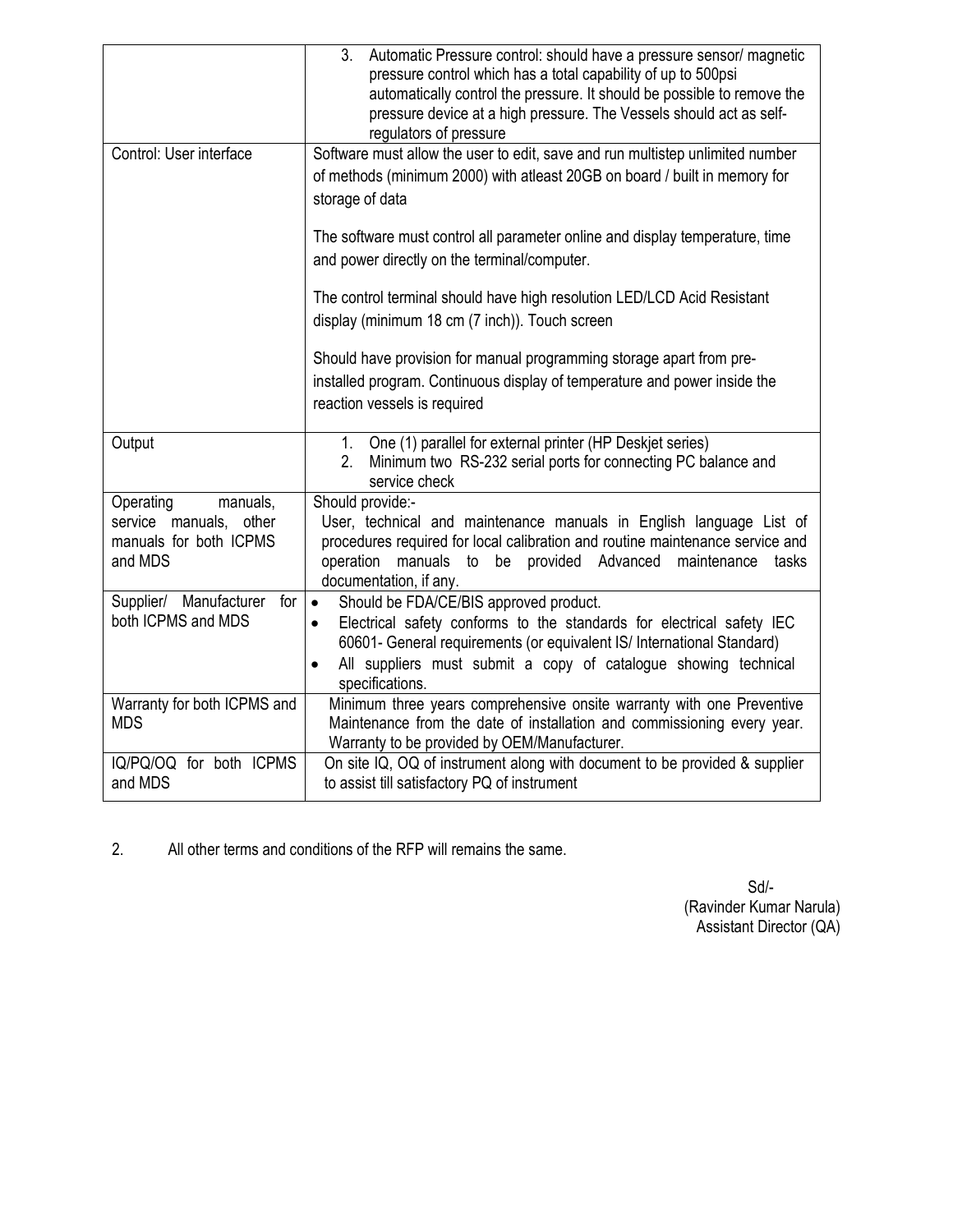| | |
|---|---|
| | 3. Automatic Pressure control: should have a pressure sensor/ magnetic pressure control which has a total capability of up to 500psi automatically control the pressure. It should be possible to remove the pressure device at a high pressure. The Vessels should act as self-regulators of pressure |
| Control: User interface | Software must allow the user to edit, save and run multistep unlimited number of methods (minimum 2000) with atleast 20GB on board / built in memory for storage of data<br><br>The software must control all parameter online and display temperature, time and power directly on the terminal/computer.<br><br>The control terminal should have high resolution LED/LCD Acid Resistant display (minimum 18 cm (7 inch)). Touch screen<br><br>Should have provision for manual programming storage apart from pre-installed program. Continuous display of temperature and power inside the reaction vessels is required |
| Output | 1. One (1) parallel for external printer (HP Deskjet series)<br>2. Minimum two RS-232 serial ports for connecting PC balance and service check |
| Operating manuals, service manuals, other manuals for both ICPMS and MDS | Should provide:-<br>User, technical and maintenance manuals in English language List of procedures required for local calibration and routine maintenance service and operation manuals to be provided Advanced maintenance tasks documentation, if any. |
| Supplier/ Manufacturer for both ICPMS and MDS | • Should be FDA/CE/BIS approved product.<br>• Electrical safety conforms to the standards for electrical safety IEC 60601- General requirements (or equivalent IS/ International Standard)<br>• All suppliers must submit a copy of catalogue showing technical specifications. |
| Warranty for both ICPMS and MDS | Minimum three years comprehensive onsite warranty with one Preventive Maintenance from the date of installation and commissioning every year. Warranty to be provided by OEM/Manufacturer. |
| IQ/PQ/OQ for both ICPMS and MDS | On site IQ, OQ of instrument along with document to be provided & supplier to assist till satisfactory PQ of instrument |

2. All other terms and conditions of the RFP will remains the same.

Sd/-
(Ravinder Kumar Narula)
Assistant Director (QA)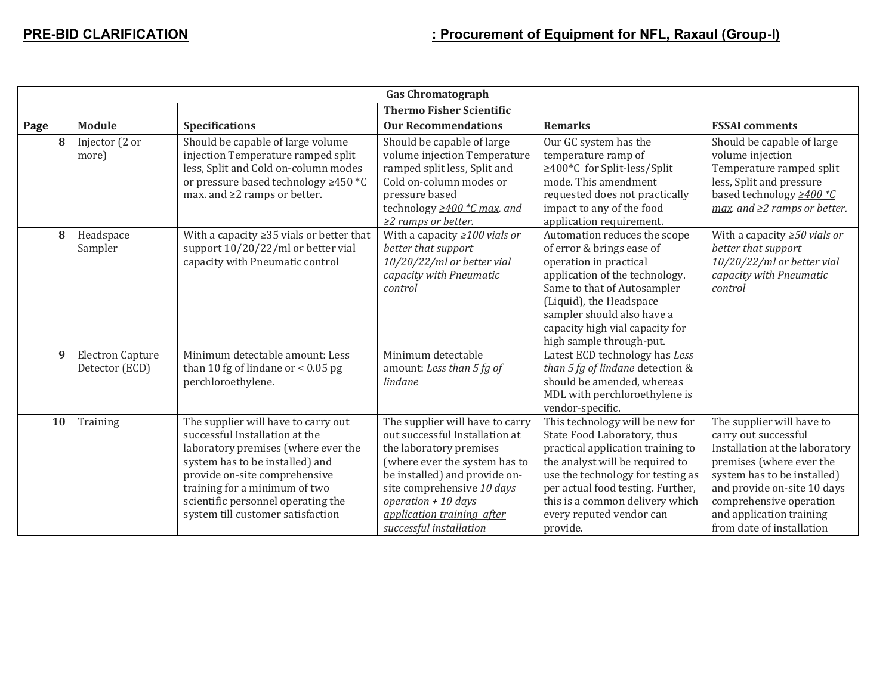**PRE-BID CLARIFICATION** **: Procurement of Equipment for NFL, Raxaul (Group-I)**

| Gas Chromatograph | | | | | |
|---|---|---|---|---|---|
| | | | Thermo Fisher Scientific | | |
| **Page** | **Module** | **Specifications** | **Our Recommendations** | **Remarks** | **FSSAI comments** |
| 8 | Injector (2 or more) | Should be capable of large volume injection Temperature ramped split less, Split and Cold on-column modes or pressure based technology ≥450 *C max. and ≥2 ramps or better. | Should be capable of large volume injection Temperature ramped split less, Split and Cold on-column modes or pressure based technology *≥400 *C max. and ≥2 ramps or better.* | Our GC system has the temperature ramp of ≥400*C for Split-less/Split mode. This amendment requested does not practically impact to any of the food application requirement. | Should be capable of large volume injection Temperature ramped split less, Split and pressure based technology *≥400 *C max. and ≥2 ramps or better.* |
| 8 | Headspace Sampler | With a capacity ≥35 vials or better that support 10/20/22/ml or better vial capacity with Pneumatic control | *With a capacity ≥100 vials or better that support 10/20/22/ml or better vial capacity with Pneumatic control* | Automation reduces the scope of error & brings ease of operation in practical application of the technology. Same to that of Autosampler (Liquid), the Headspace sampler should also have a capacity high vial capacity for high sample through-put. | *With a capacity ≥50 vials or better that support 10/20/22/ml or better vial capacity with Pneumatic control* |
| 9 | Electron Capture Detector (ECD) | Minimum detectable amount: Less than 10 fg of lindane or < 0.05 pg perchloroethylene. | Minimum detectable amount: *Less than 5 fg of lindane* | Latest ECD technology has *Less than 5 fg of lindane* detection & should be amended, whereas MDL with perchloroethylene is vendor-specific. | |
| 10 | Training | The supplier will have to carry out successful Installation at the laboratory premises (where ever the system has to be installed) and provide on-site comprehensive training for a minimum of two scientific personnel operating the system till customer satisfaction | The supplier will have to carry out successful Installation at the laboratory premises (where ever the system has to be installed) and provide on-site comprehensive *10 days operation + 10 days application training after successful installation* | This technology will be new for State Food Laboratory, thus practical application training to the analyst will be required to use the technology for testing as per actual food testing. Further, this is a common delivery which every reputed vendor can provide. | The supplier will have to carry out successful Installation at the laboratory premises (where ever the system has to be installed) and provide on-site 10 days comprehensive operation and application training from date of installation |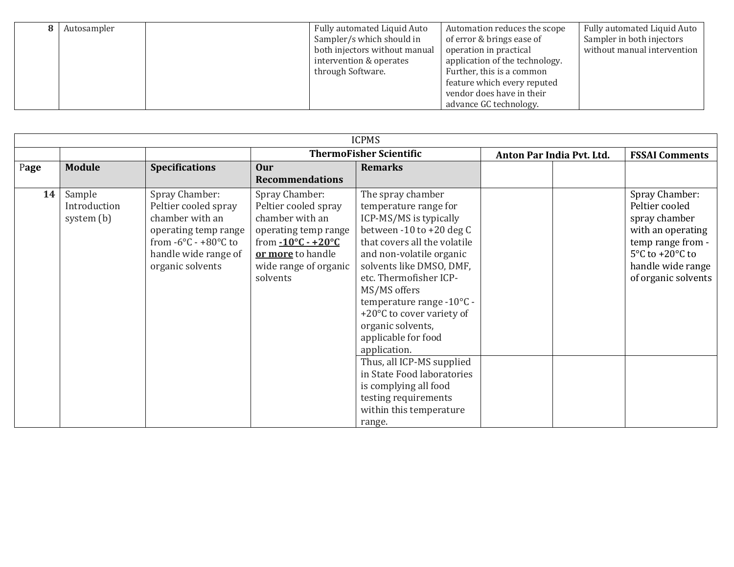| 8 | Autosampler | | Fully automated Liquid Auto Sampler/s which should in both injectors without manual intervention & operates through Software. | Automation reduces the scope of error & brings ease of operation in practical application of the technology. Further, this is a common feature which every reputed vendor does have in their advance GC technology. | Fully automated Liquid Auto Sampler in both injectors without manual intervention |
|---|---|---|---|---|---|

| ICPMS | | | | | | | |
|---|---|---|---|---|---|---|---|
| | | | **ThermoFisher Scientific** | | **Anton Par India Pvt. Ltd.** | | **FSSAI Comments** |
| P**age** | **Module** | **Specifications** | **Our Recommendations** | **Remarks** | | | |
| **14** | Sample Introduction system (b) | Spray Chamber: Peltier cooled spray chamber with an operating temp range from -6°C - +80°C to handle wide range of organic solvents | Spray Chamber: Peltier cooled spray chamber with an operating temp range from **-10°C - +20°C or more** to handle wide range of organic solvents | The spray chamber temperature range for ICP-MS/MS is typically between -10 to +20 deg C that covers all the volatile and non-volatile organic solvents like DMSO, DMF, etc. Thermofisher ICP-MS/MS offers temperature range -10°C - +20°C to cover variety of organic solvents, applicable for food application. | | | Spray Chamber: Peltier cooled spray chamber with an operating temp range from -5°C to +20°C to handle wide range of organic solvents |
| | | | | Thus, all ICP-MS supplied in State Food laboratories is complying all food testing requirements within this temperature range. | | | |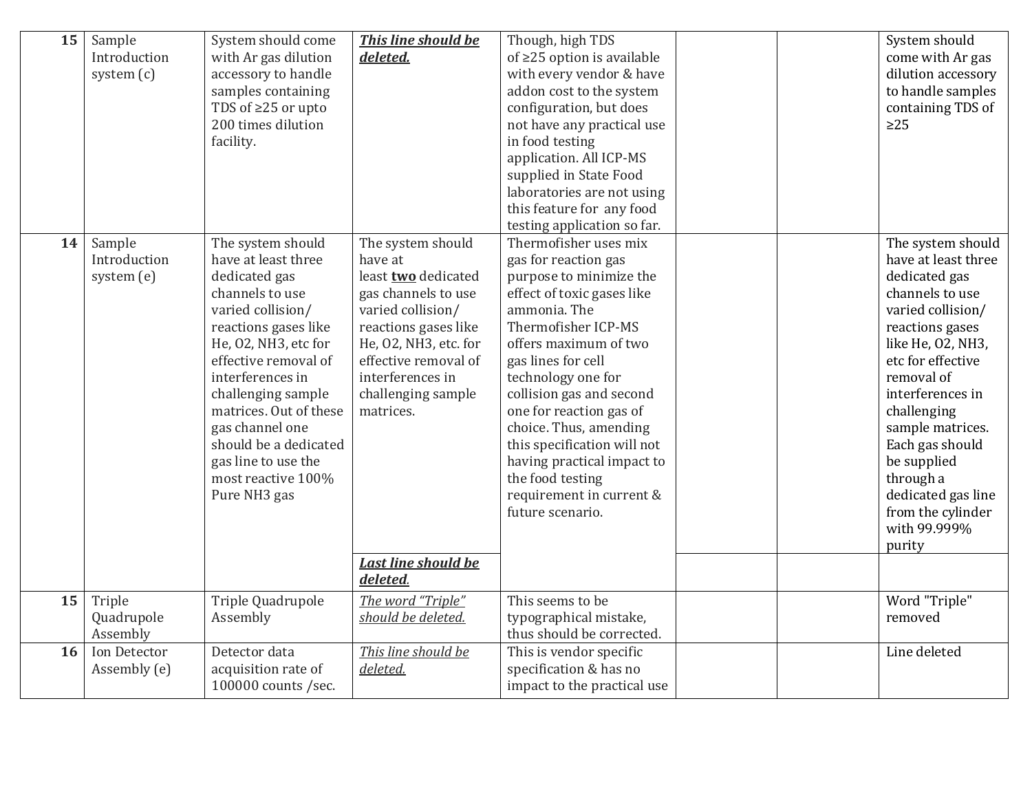| | | | | | | | |
|---|---|---|---|---|---|---|---|
| **15** | Sample Introduction system (c) | System should come with Ar gas dilution accessory to handle samples containing TDS of ≥25 or upto 200 times dilution facility. | ***This line should be deleted.*** | Though, high TDS of ≥25 option is available with every vendor & have addon cost to the system configuration, but does not have any practical use in food testing application. All ICP-MS supplied in State Food laboratories are not using this feature for any food testing application so far. | | | System should come with Ar gas dilution accessory to handle samples containing TDS of ≥25 |
| **14** | Sample Introduction system (e) | The system should have at least three dedicated gas channels to use varied collision/ reactions gases like He, O2, NH3, etc for effective removal of interferences in challenging sample matrices. Out of these gas channel one should be a dedicated gas line to use the most reactive 100% Pure NH3 gas | The system should have at least **two** dedicated gas channels to use varied collision/ reactions gases like He, O2, NH3, etc. for effective removal of interferences in challenging sample matrices. | Thermofisher uses mix gas for reaction gas purpose to minimize the effect of toxic gases like ammonia. The Thermofisher ICP-MS offers maximum of two gas lines for cell technology one for collision gas and second one for reaction gas of choice. Thus, amending this specification will not having practical impact to the food testing requirement in current & future scenario. | | | The system should have at least three dedicated gas channels to use varied collision/ reactions gases like He, O2, NH3, etc for effective removal of interferences in challenging sample matrices. Each gas should be supplied through a dedicated gas line from the cylinder with 99.999% purity |
| | | | ***Last line should be deleted.*** | | | | |
| **15** | Triple Quadrupole Assembly | Triple Quadrupole Assembly | *The word "Triple" should be deleted.* | This seems to be typographical mistake, thus should be corrected. | | | Word "Triple" removed |
| **16** | Ion Detector Assembly (e) | Detector data acquisition rate of 100000 counts /sec. | *This line should be deleted.* | This is vendor specific specification & has no impact to the practical use | | | Line deleted |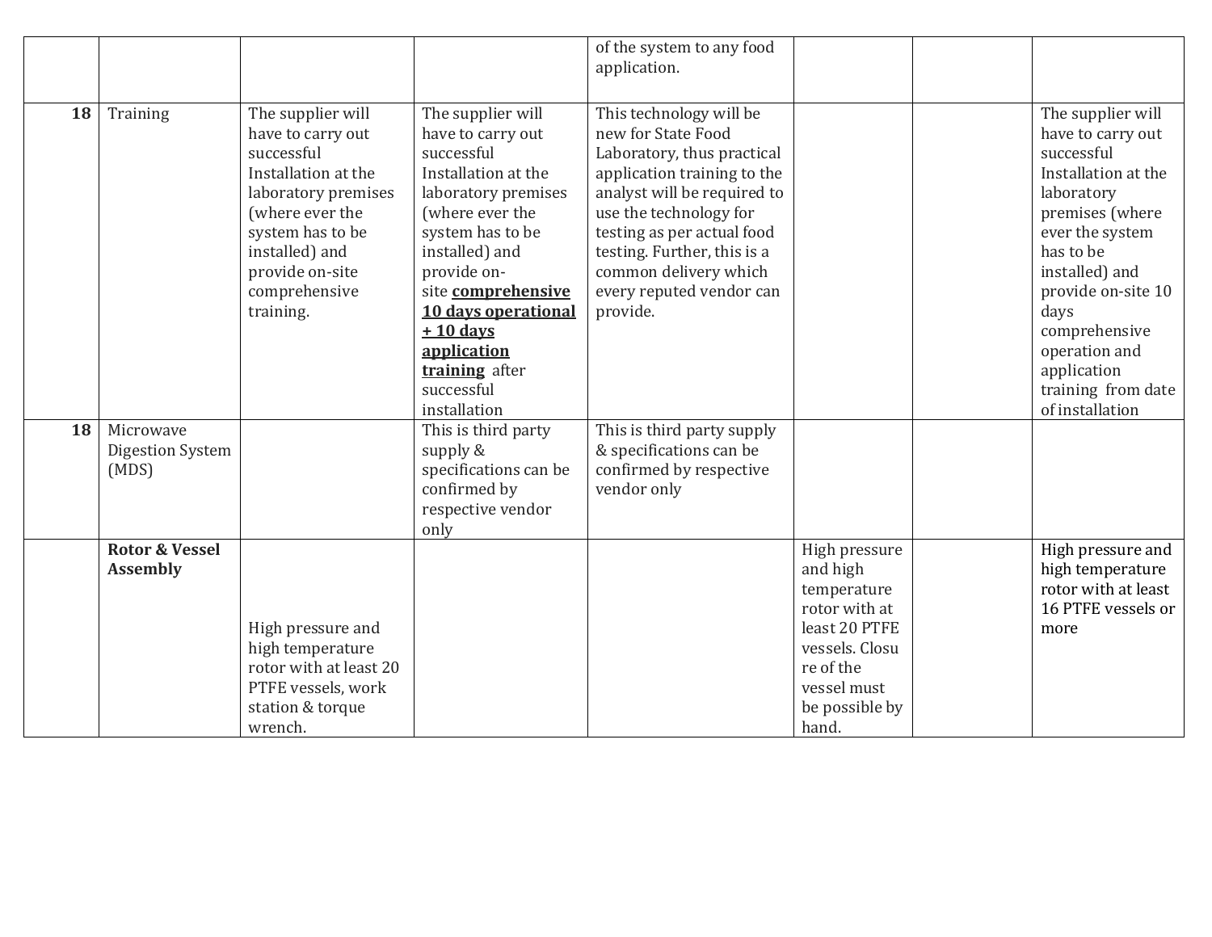| | | | | | | | |
|---|---|---|---|---|---|---|---|
| | | | | of the system to any food application. | | | |
| **18** | Training | The supplier will have to carry out successful Installation at the laboratory premises (where ever the system has to be installed) and provide on-site comprehensive training. | The supplier will have to carry out successful Installation at the laboratory premises (where ever the system has to be installed) and provide on-site **comprehensive 10 days operational + 10 days application training** after successful installation | This technology will be new for State Food Laboratory, thus practical application training to the analyst will be required to use the technology for testing as per actual food testing. Further, this is a common delivery which every reputed vendor can provide. | | | The supplier will have to carry out successful Installation at the laboratory premises (where ever the system has to be installed) and provide on-site 10 days comprehensive operation and application training from date of installation |
| **18** | Microwave Digestion System (MDS) | | This is third party supply & specifications can be confirmed by respective vendor only | This is third party supply & specifications can be confirmed by respective vendor only | | | |
| | **Rotor & Vessel Assembly** | High pressure and high temperature rotor with at least 20 PTFE vessels, work station & torque wrench. | | | High pressure and high temperature rotor with at least 20 PTFE vessels. Closure of the vessel must be possible by hand. | | High pressure and high temperature rotor with at least 16 PTFE vessels or more |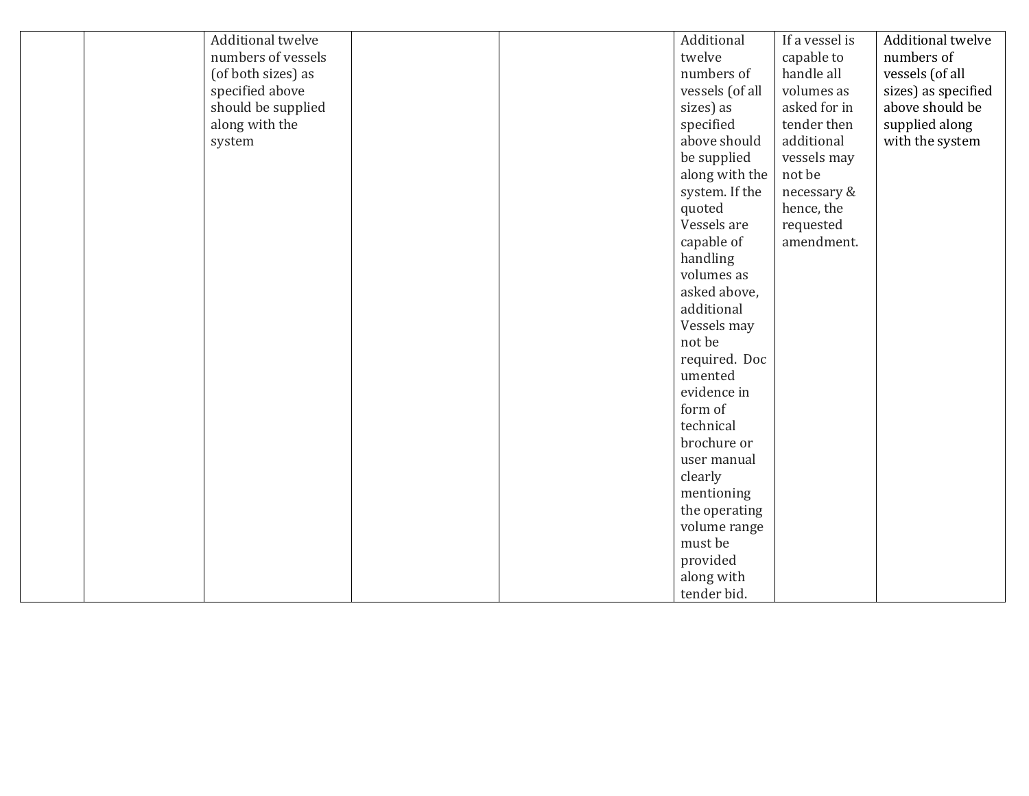| | | | | | | | |
|---|---|---|---|---|---|---|---|
| | | Additional twelve numbers of vessels (of both sizes) as specified above should be supplied along with the system | | | Additional twelve numbers of vessels (of all sizes) as specified above should be supplied along with the system. If the quoted Vessels are capable of handling volumes as asked above, additional Vessels may not be required. Documented evidence in form of technical brochure or user manual clearly mentioning the operating volume range must be provided along with tender bid. | If a vessel is capable to handle all volumes as asked for in tender then additional vessels may not be necessary & hence, the requested amendment. | Additional twelve numbers of vessels (of all sizes) as specified above should be supplied along with the system |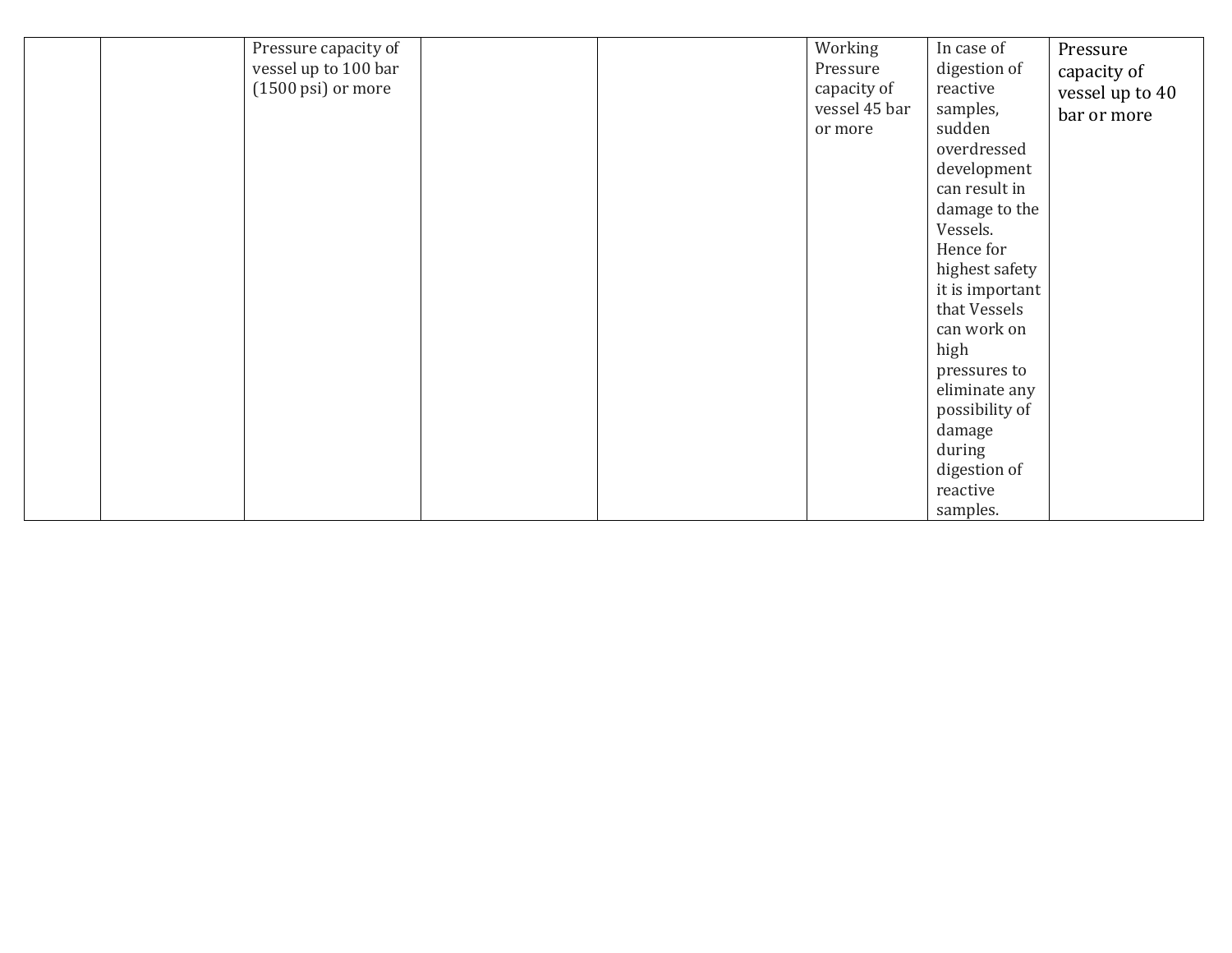| | | | | | | | |
|---|---|---|---|---|---|---|---|
| | | Pressure capacity of vessel up to 100 bar (1500 psi) or more | | | Working Pressure capacity of vessel 45 bar or more | In case of digestion of reactive samples, sudden overdressed development can result in damage to the Vessels. Hence for highest safety it is important that Vessels can work on high pressures to eliminate any possibility of damage during digestion of reactive samples. | Pressure capacity of vessel up to 40 bar or more |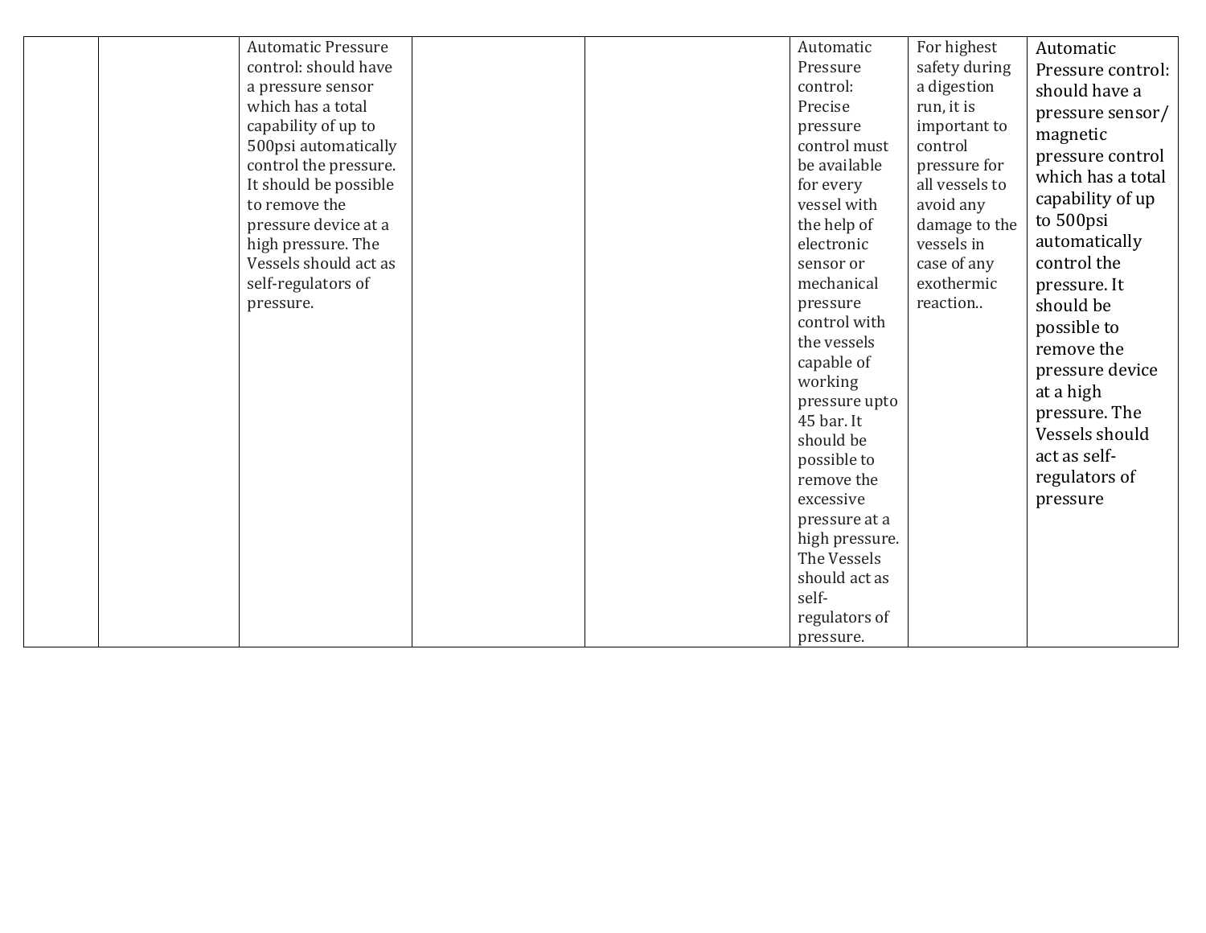| | | | | | | | |
|---|---|---|---|---|---|---|---|
| | | Automatic Pressure control: should have a pressure sensor which has a total capability of up to 500psi automatically control the pressure. It should be possible to remove the pressure device at a high pressure. The Vessels should act as self-regulators of pressure. | | | Automatic Pressure control: Precise pressure control must be available for every vessel with the help of electronic sensor or mechanical pressure control with the vessels capable of working pressure upto 45 bar. It should be possible to remove the excessive pressure at a high pressure. The Vessels should act as self-regulators of pressure. | For highest safety during a digestion run, it is important to control pressure for all vessels to avoid any damage to the vessels in case of any exothermic reaction.. | Automatic Pressure control: should have a pressure sensor/ magnetic pressure control which has a total capability of up to 500psi automatically control the pressure. It should be possible to remove the pressure device at a high pressure. The Vessels should act as self-regulators of pressure |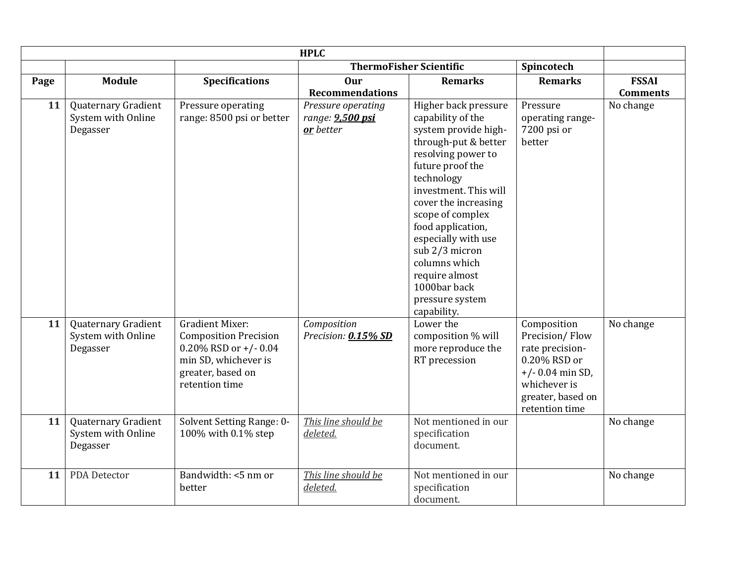| HPLC | | | | | | |
|---|---|---|---|---|---|---|
| | | | ThermoFisher Scientific | | Spincotech | |
| **Page** | **Module** | **Specifications** | **Our Recommendations** | **Remarks** | **Remarks** | **FSSAI Comments** |
| **11** | Quaternary Gradient System with Online Degasser | Pressure operating range: 8500 psi or better | *Pressure operating range: **9,500 psi or** better* | Higher back pressure capability of the system provide high-through-put & better resolving power to future proof the technology investment. This will cover the increasing scope of complex food application, especially with use sub 2/3 micron columns which require almost 1000bar back pressure system capability. | Pressure operating range-7200 psi or better | No change |
| **11** | Quaternary Gradient System with Online Degasser | Gradient Mixer: Composition Precision 0.20% RSD or +/- 0.04 min SD, whichever is greater, based on retention time | *Composition Precision: **0.15% SD*** | Lower the composition % will more reproduce the RT precession | Composition Precision/ Flow rate precision- 0.20% RSD or +/- 0.04 min SD, whichever is greater, based on retention time | No change |
| **11** | Quaternary Gradient System with Online Degasser | Solvent Setting Range: 0-100% with 0.1% step | *This line should be deleted.* | Not mentioned in our specification document. | | No change |
| **11** | PDA Detector | Bandwidth: <5 nm or better | *This line should be deleted.* | Not mentioned in our specification document. | | No change |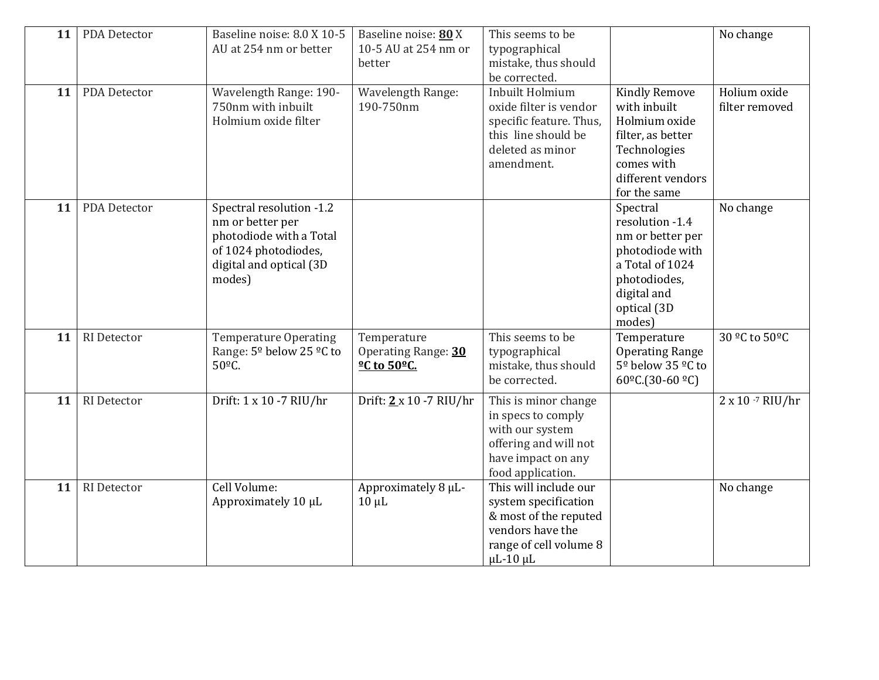| 11 | PDA Detector | Baseline noise: 8.0 X 10-5 AU at 254 nm or better | Baseline noise: **80** X 10-5 AU at 254 nm or better | This seems to be typographical mistake, thus should be corrected. | | No change |
|---|---|---|---|---|---|---|
| 11 | PDA Detector | Wavelength Range: 190-750nm with inbuilt Holmium oxide filter | Wavelength Range: 190-750nm | Inbuilt Holmium oxide filter is vendor specific feature. Thus, this line should be deleted as minor amendment. | Kindly Remove with inbuilt Holmium oxide filter, as better Technologies comes with different vendors for the same | Holium oxide filter removed |
| 11 | PDA Detector | Spectral resolution -1.2 nm or better per photodiode with a Total of 1024 photodiodes, digital and optical (3D modes) | | | Spectral resolution -1.4 nm or better per photodiode with a Total of 1024 photodiodes, digital and optical (3D modes) | No change |
| 11 | RI Detector | Temperature Operating Range: 5º below 25 ºC to 50ºC. | Temperature Operating Range: **30 ºC to 50ºC.** | This seems to be typographical mistake, thus should be corrected. | Temperature Operating Range 5º below 35 ºC to 60ºC.(30-60 ºC) | 30 ºC to 50ºC |
| 11 | RI Detector | Drift: 1 x 10 -7 RIU/hr | Drift: **2** x 10 -7 RIU/hr | This is minor change in specs to comply with our system offering and will not have impact on any food application. | | 2 x 10 $^{-7}$ RIU/hr |
| 11 | RI Detector | Cell Volume: Approximately 10 µL | Approximately 8 µL-10 µL | This will include our system specification & most of the reputed vendors have the range of cell volume 8 µL-10 µL | | No change |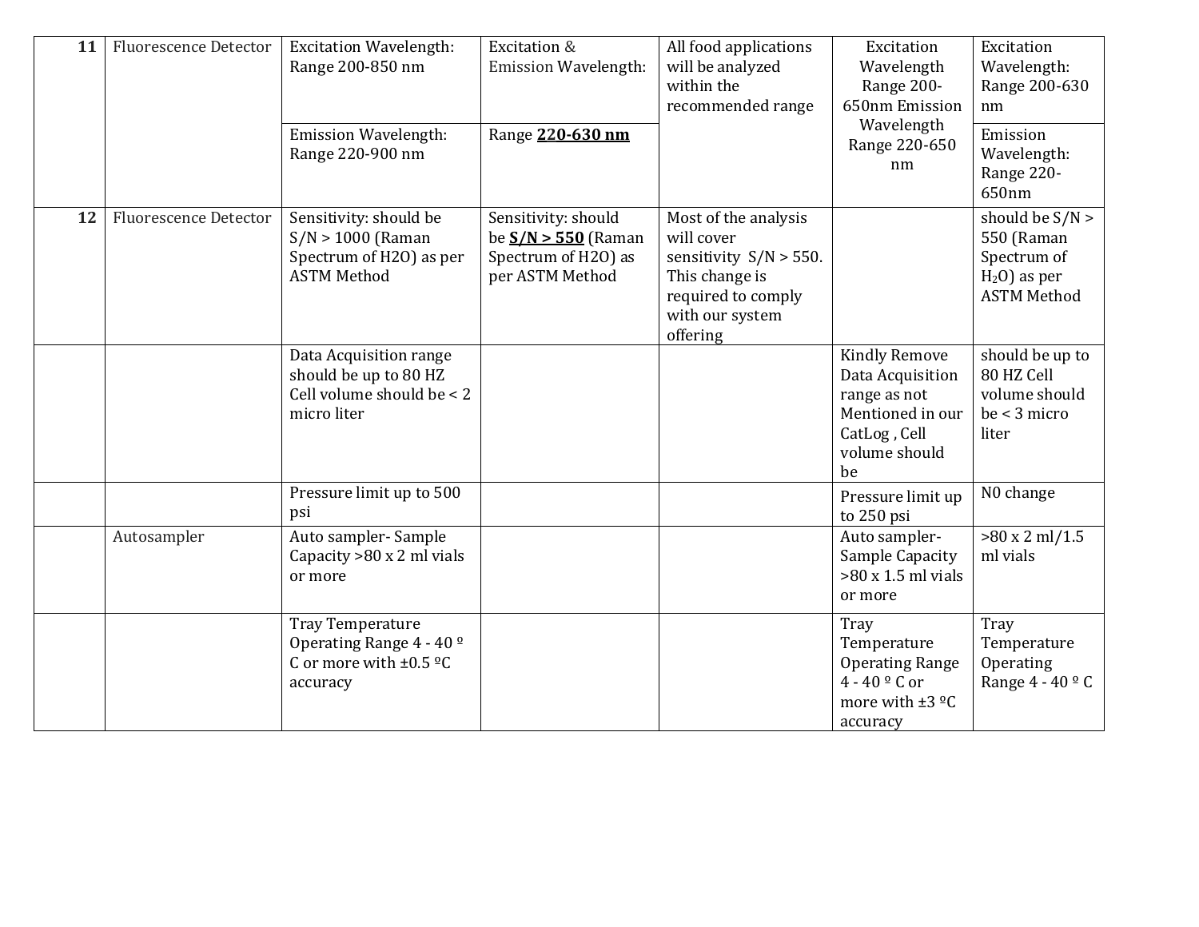| 11 | Fluorescence Detector | Excitation Wavelength: Range 200-850 nm | Excitation & Emission Wavelength: | All food applications will be analyzed within the recommended range | Excitation Wavelength Range 200-650nm Emission Wavelength Range 220-650 nm | Excitation Wavelength: Range 200-630 nm |
|---|---|---|---|---|---|---|
| | | Emission Wavelength: Range 220-900 nm | Range **220-630 nm** | | | Emission Wavelength: Range 220-650nm |
| 12 | Fluorescence Detector | Sensitivity: should be S/N > 1000 (Raman Spectrum of H2O) as per ASTM Method | Sensitivity: should be **S/N > 550** (Raman Spectrum of H2O) as per ASTM Method | Most of the analysis will cover sensitivity S/N > 550. This change is required to comply with our system offering | | should be S/N > 550 (Raman Spectrum of $H_2O$) as per ASTM Method |
| | | Data Acquisition range should be up to 80 HZ Cell volume should be < 2 micro liter | | | Kindly Remove Data Acquisition range as not Mentioned in our CatLog , Cell volume should be | should be up to 80 HZ Cell volume should be < 3 micro liter |
| | | Pressure limit up to 500 psi | | | Pressure limit up to 250 psi | N0 change |
| | Autosampler | Auto sampler- Sample Capacity >80 x 2 ml vials or more | | | Auto sampler- Sample Capacity >80 x 1.5 ml vials or more | >80 x 2 ml/1.5 ml vials |
| | | Tray Temperature Operating Range 4 - 40 º C or more with ±0.5 ºC accuracy | | | Tray Temperature Operating Range 4 - 40 º C or more with ±3 ºC accuracy | Tray Temperature Operating Range 4 - 40 º C |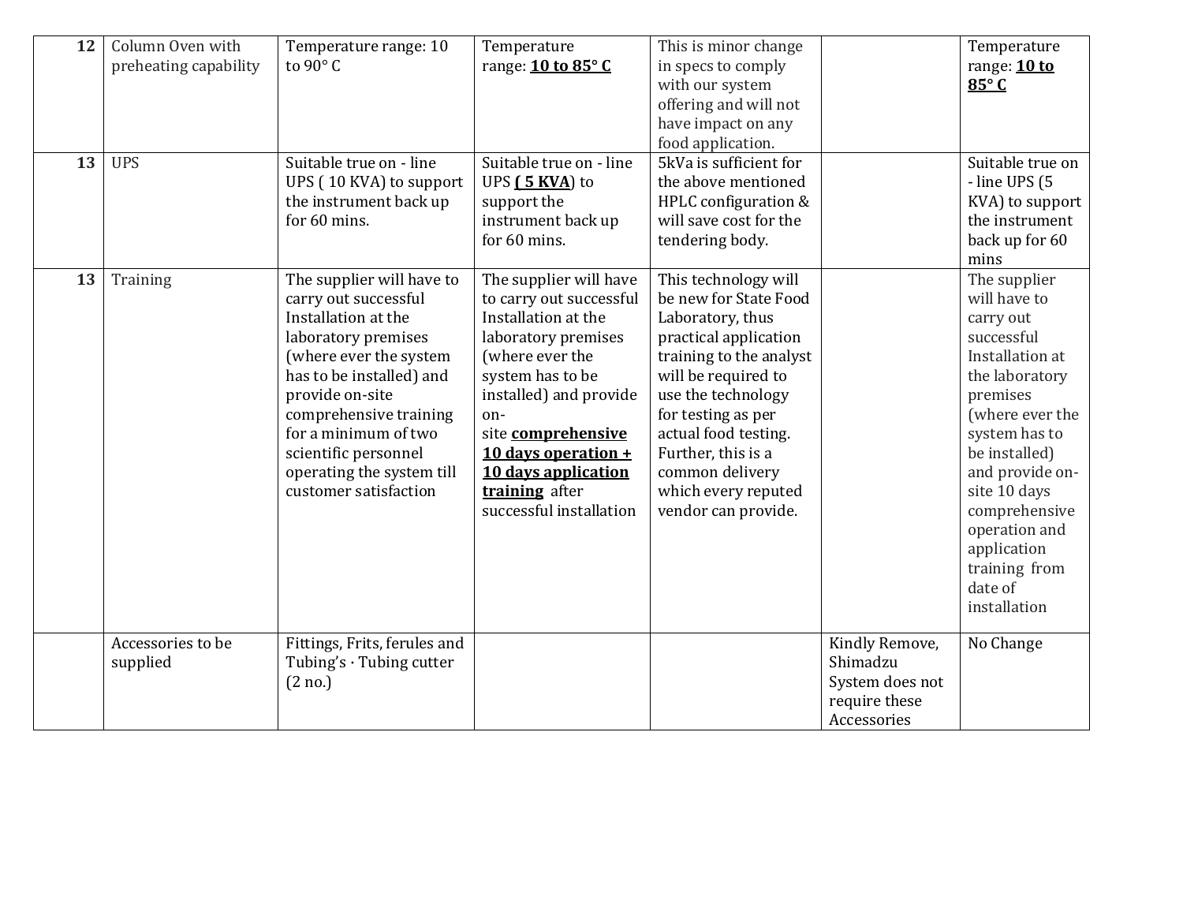| 12 | Column Oven with preheating capability | Temperature range: 10 to 90° C | Temperature range: **<u>10 to 85° C</u>** | This is minor change in specs to comply with our system offering and will not have impact on any food application. | | Temperature range: **<u>10 to 85° C</u>** |
|---|---|---|---|---|---|---|
| **13** | UPS | Suitable true on - line UPS ( 10 KVA) to support the instrument back up for 60 mins. | Suitable true on - line UPS **<u>( 5 KVA</u>**) to support the instrument back up for 60 mins. | 5kVa is sufficient for the above mentioned HPLC configuration & will save cost for the tendering body. | | Suitable true on - line UPS (5 KVA) to support the instrument back up for 60 mins |
| **13** | Training | The supplier will have to carry out successful Installation at the laboratory premises (where ever the system has to be installed) and provide on-site comprehensive training for a minimum of two scientific personnel operating the system till customer satisfaction | The supplier will have to carry out successful Installation at the laboratory premises (where ever the system has to be installed) and provide on-site **<u>comprehensive 10 days operation + 10 days application training</u>** after successful installation | This technology will be new for State Food Laboratory, thus practical application training to the analyst will be required to use the technology for testing as per actual food testing. Further, this is a common delivery which every reputed vendor can provide. | | The supplier will have to carry out successful Installation at the laboratory premises (where ever the system has to be installed) and provide on-site 10 days comprehensive operation and application training from date of installation |
| | Accessories to be supplied | Fittings, Frits, ferules and Tubing's · Tubing cutter (2 no.) | | | Kindly Remove, Shimadzu System does not require these Accessories | No Change |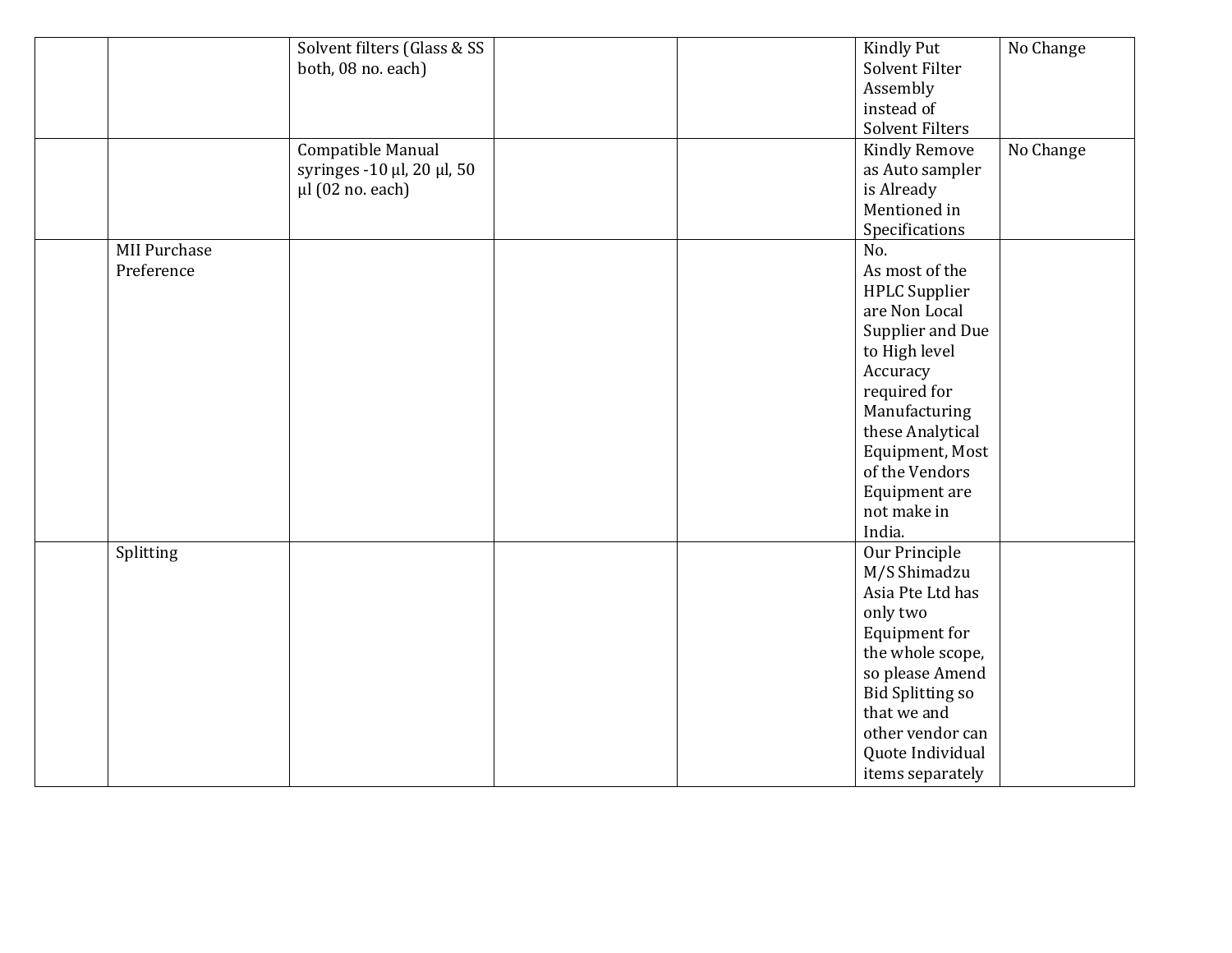|  |  |  |  |  |  |  |
|---|---|---|---|---|---|---|
|  |  | Solvent filters (Glass & SS both, 08 no. each) |  |  | Kindly Put Solvent Filter Assembly instead of Solvent Filters | No Change |
|  |  | Compatible Manual syringes -10 µl, 20 µl, 50 µl (02 no. each) |  |  | Kindly Remove as Auto sampler is Already Mentioned in Specifications | No Change |
|  | MII Purchase Preference |  |  |  | No. As most of the HPLC Supplier are Non Local Supplier and Due to High level Accuracy required for Manufacturing these Analytical Equipment, Most of the Vendors Equipment are not make in India. |  |
|  | Splitting |  |  |  | Our Principle M/S Shimadzu Asia Pte Ltd has only two Equipment for the whole scope, so please Amend Bid Splitting so that we and other vendor can Quote Individual items separately |  |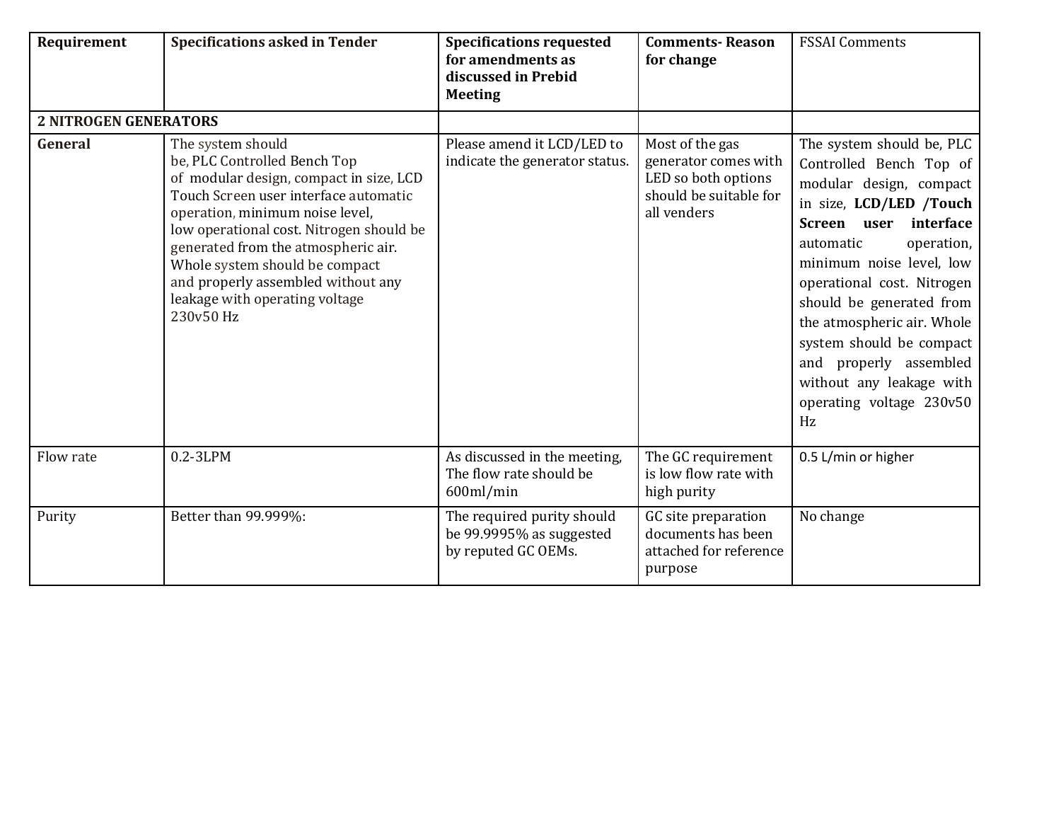| Requirement | Specifications asked in Tender | Specifications requested for amendments as discussed in Prebid Meeting | Comments- Reason for change | FSSAI Comments |
|---|---|---|---|---|
| **2 NITROGEN GENERATORS** | | | | |
| **General** | The system should be, PLC Controlled Bench Top of modular design, compact in size, LCD Touch Screen user interface automatic operation, minimum noise level, low operational cost. Nitrogen should be generated from the atmospheric air. Whole system should be compact and properly assembled without any leakage with operating voltage 230v50 Hz | Please amend it LCD/LED to indicate the generator status. | Most of the gas generator comes with LED so both options should be suitable for all venders | The system should be, PLC Controlled Bench Top of modular design, compact in size, **LCD/LED /Touch Screen user interface** automatic operation, minimum noise level, low operational cost. Nitrogen should be generated from the atmospheric air. Whole system should be compact and properly assembled without any leakage with operating voltage 230v50 Hz |
| Flow rate | 0.2-3LPM | As discussed in the meeting, The flow rate should be 600ml/min | The GC requirement is low flow rate with high purity | 0.5 L/min or higher |
| Purity | Better than 99.999%: | The required purity should be 99.9995% as suggested by reputed GC OEMs. | GC site preparation documents has been attached for reference purpose | No change |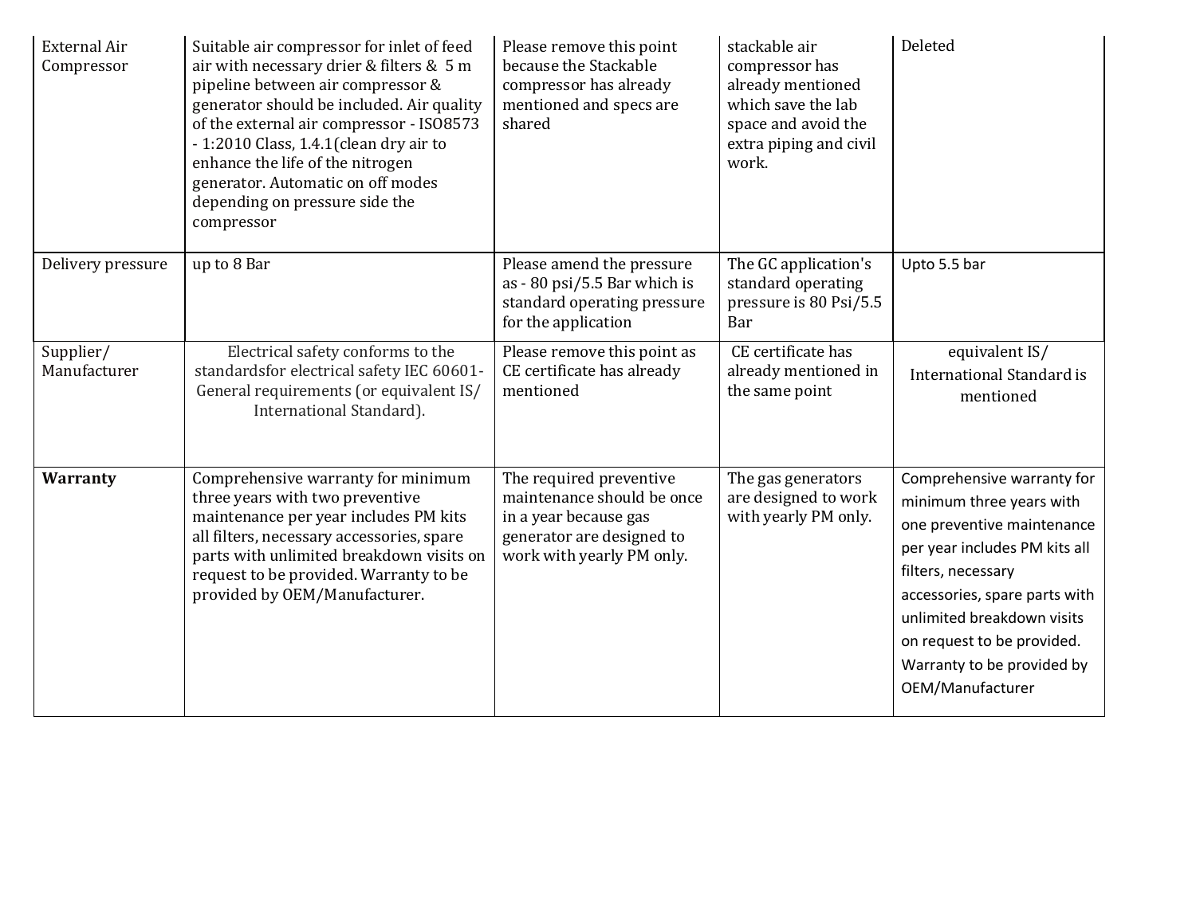| External Air Compressor | Suitable air compressor for inlet of feed air with necessary drier & filters & 5 m pipeline between air compressor & generator should be included. Air quality of the external air compressor - ISO8573 - 1:2010 Class, 1.4.1(clean dry air to enhance the life of the nitrogen generator. Automatic on off modes depending on pressure side the compressor | Please remove this point because the Stackable compressor has already mentioned and specs are shared | stackable air compressor has already mentioned which save the lab space and avoid the extra piping and civil work. | Deleted |
|---|---|---|---|---|
| Delivery pressure | up to 8 Bar | Please amend the pressure as - 80 psi/5.5 Bar which is standard operating pressure for the application | The GC application's standard operating pressure is 80 Psi/5.5 Bar | Upto 5.5 bar |
| Supplier/ Manufacturer | Electrical safety conforms to the standardsfor electrical safety IEC 60601- General requirements (or equivalent IS/ International Standard). | Please remove this point as CE certificate has already mentioned | CE certificate has already mentioned in the same point | equivalent IS/ International Standard is mentioned |
| **Warranty** | Comprehensive warranty for minimum three years with two preventive maintenance per year includes PM kits all filters, necessary accessories, spare parts with unlimited breakdown visits on request to be provided. Warranty to be provided by OEM/Manufacturer. | The required preventive maintenance should be once in a year because gas generator are designed to work with yearly PM only. | The gas generators are designed to work with yearly PM only. | Comprehensive warranty for minimum three years with one preventive maintenance per year includes PM kits all filters, necessary accessories, spare parts with unlimited breakdown visits on request to be provided. Warranty to be provided by OEM/Manufacturer |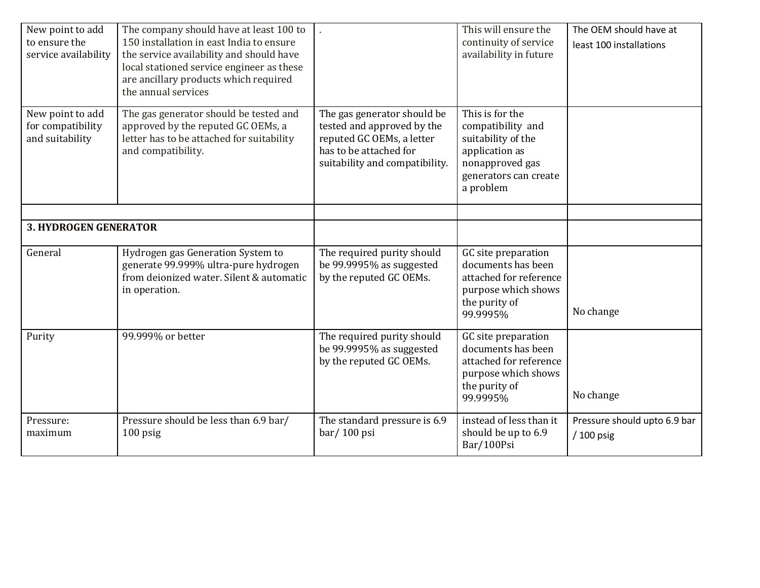| | | | | |
|---|---|---|---|---|
| New point to add to ensure the service availability | The company should have at least 100 to 150 installation in east India to ensure the service availability and should have local stationed service engineer as these are ancillary products which required the annual services | . | This will ensure the continuity of service availability in future | The OEM should have at least 100 installations |
| New point to add for compatibility and suitability | The gas generator should be tested and approved by the reputed GC OEMs, a letter has to be attached for suitability and compatibility. | The gas generator should be tested and approved by the reputed GC OEMs, a letter has to be attached for suitability and compatibility. | This is for the compatibility and suitability of the application as nonapproved gas generators can create a problem | |
| | | | | |
| **3. HYDROGEN GENERATOR** | | | | |
| General | Hydrogen gas Generation System to generate 99.999% ultra-pure hydrogen from deionized water. Silent & automatic in operation. | The required purity should be 99.9995% as suggested by the reputed GC OEMs. | GC site preparation documents has been attached for reference purpose which shows the purity of 99.9995% | No change |
| Purity | 99.999% or better | The required purity should be 99.9995% as suggested by the reputed GC OEMs. | GC site preparation documents has been attached for reference purpose which shows the purity of 99.9995% | No change |
| Pressure: maximum | Pressure should be less than 6.9 bar/ 100 psig | The standard pressure is 6.9 bar/ 100 psi | instead of less than it should be up to 6.9 Bar/100Psi | Pressure should upto 6.9 bar / 100 psig |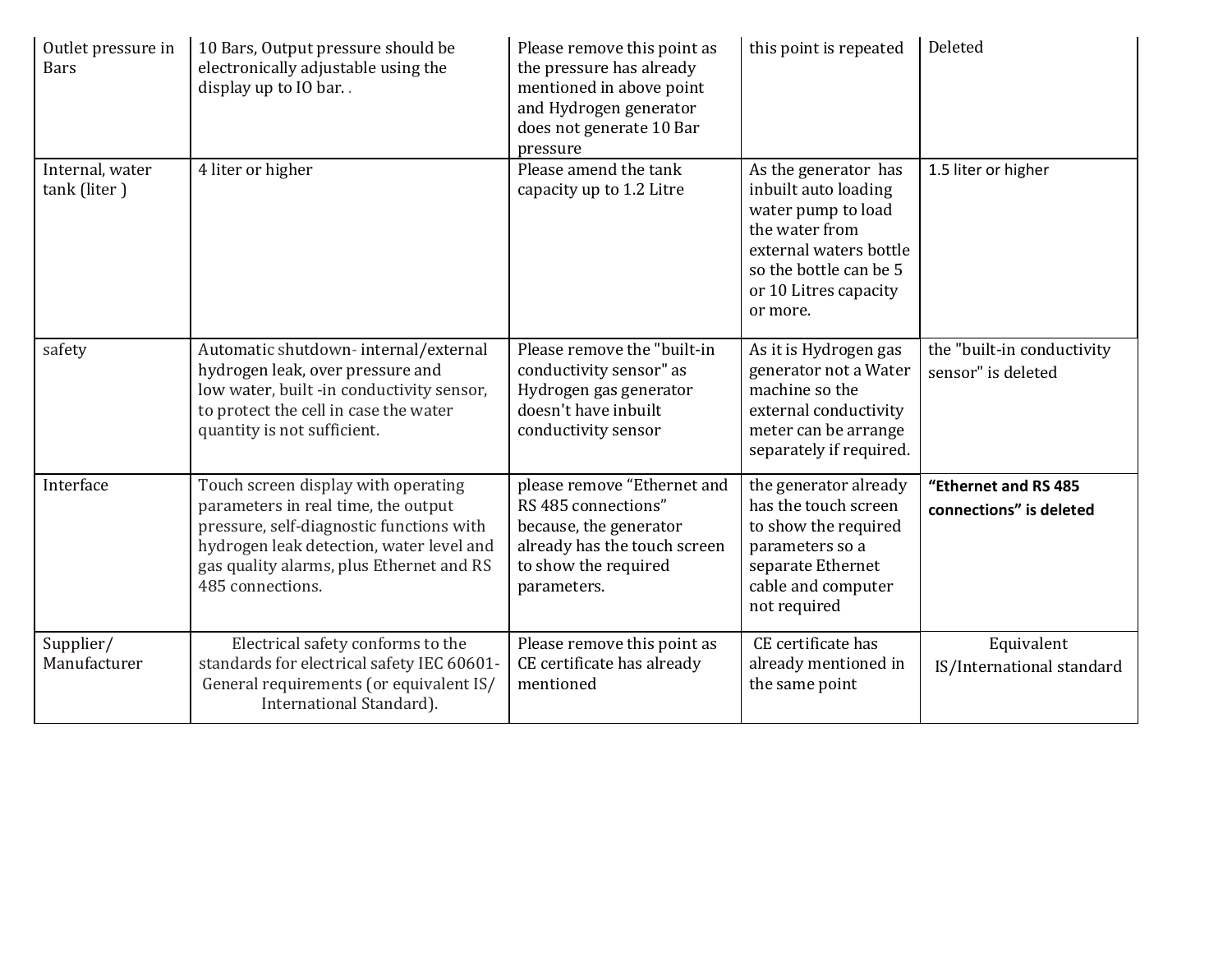| Outlet pressure in Bars | 10 Bars, Output pressure should be electronically adjustable using the display up to IO bar. . | Please remove this point as the pressure has already mentioned in above point and Hydrogen generator does not generate 10 Bar pressure | this point is repeated | Deleted |
|---|---|---|---|---|
| Internal, water tank (liter ) | 4 liter or higher | Please amend the tank capacity up to 1.2 Litre | As the generator has inbuilt auto loading water pump to load the water from external waters bottle so the bottle can be 5 or 10 Litres capacity or more. | 1.5 liter or higher |
| safety | Automatic shutdown- internal/external hydrogen leak, over pressure and low water, built -in conductivity sensor, to protect the cell in case the water quantity is not sufficient. | Please remove the "built-in conductivity sensor" as Hydrogen gas generator doesn't have inbuilt conductivity sensor | As it is Hydrogen gas generator not a Water machine so the external conductivity meter can be arrange separately if required. | the "built-in conductivity sensor" is deleted |
| Interface | Touch screen display with operating parameters in real time, the output pressure, self-diagnostic functions with hydrogen leak detection, water level and gas quality alarms, plus Ethernet and RS 485 connections. | please remove "Ethernet and RS 485 connections" because, the generator already has the touch screen to show the required parameters. | the generator already has the touch screen to show the required parameters so a separate Ethernet cable and computer not required | **"Ethernet and RS 485 connections" is deleted** |
| Supplier/ Manufacturer | Electrical safety conforms to the standards for electrical safety IEC 60601-General requirements (or equivalent IS/ International Standard). | Please remove this point as CE certificate has already mentioned | CE certificate has already mentioned in the same point | Equivalent IS/International standard |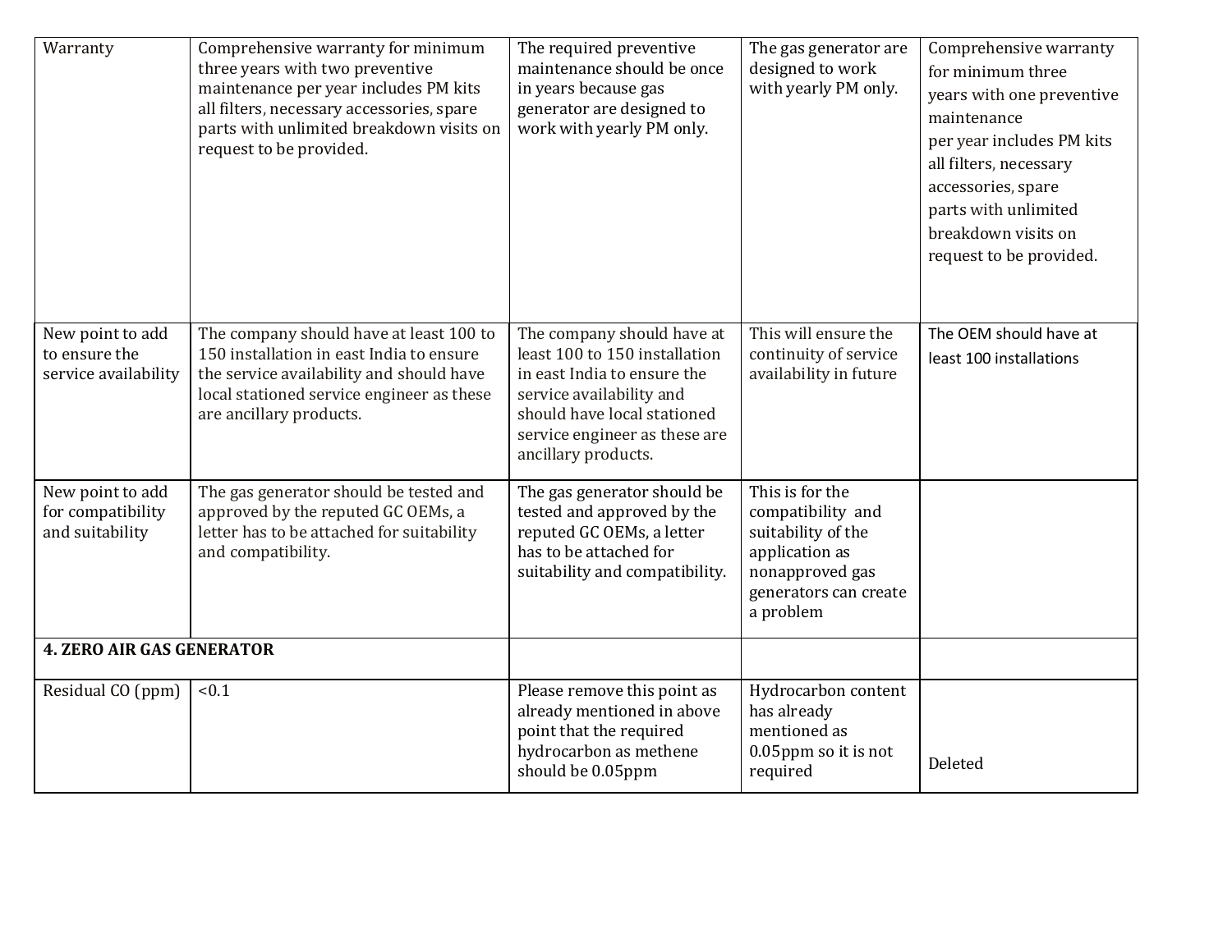| Warranty | Comprehensive warranty for minimum three years with two preventive maintenance per year includes PM kits all filters, necessary accessories, spare parts with unlimited breakdown visits on request to be provided. | The required preventive maintenance should be once in years because gas generator are designed to work with yearly PM only. | The gas generator are designed to work with yearly PM only. | Comprehensive warranty for minimum three years with one preventive maintenance per year includes PM kits all filters, necessary accessories, spare parts with unlimited breakdown visits on request to be provided. |
|---|---|---|---|---|
| New point to add to ensure the service availability | The company should have at least 100 to 150 installation in east India to ensure the service availability and should have local stationed service engineer as these are ancillary products. | The company should have at least 100 to 150 installation in east India to ensure the service availability and should have local stationed service engineer as these are ancillary products. | This will ensure the continuity of service availability in future | The OEM should have at least 100 installations |
| New point to add for compatibility and suitability | The gas generator should be tested and approved by the reputed GC OEMs, a letter has to be attached for suitability and compatibility. | The gas generator should be tested and approved by the reputed GC OEMs, a letter has to be attached for suitability and compatibility. | This is for the compatibility and suitability of the application as nonapproved gas generators can create a problem | |
| **4. ZERO AIR GAS GENERATOR** | | | | |
| Residual CO (ppm) | <0.1 | Please remove this point as already mentioned in above point that the required hydrocarbon as methene should be 0.05ppm | Hydrocarbon content has already mentioned as 0.05ppm so it is not required | Deleted |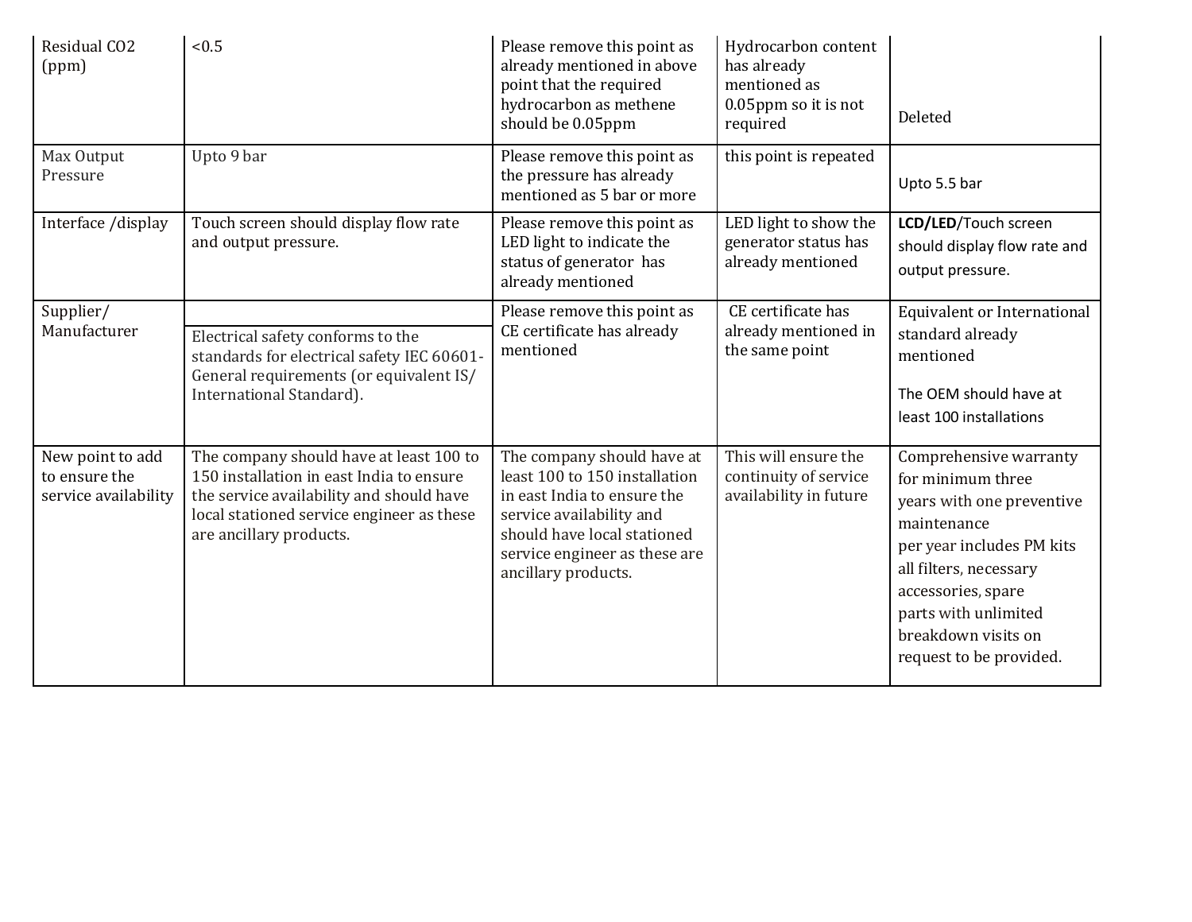| Residual $CO_2$ (ppm) | <0.5 | Please remove this point as already mentioned in above point that the required hydrocarbon as methene should be 0.05ppm | Hydrocarbon content has already mentioned as 0.05ppm so it is not required | Deleted |
|---|---|---|---|---|
| Max Output Pressure | Upto 9 bar | Please remove this point as the pressure has already mentioned as 5 bar or more | this point is repeated | Upto 5.5 bar |
| Interface /display | Touch screen should display flow rate and output pressure. | Please remove this point as LED light to indicate the status of generator has already mentioned | LED light to show the generator status has already mentioned | **LCD/LED**/Touch screen should display flow rate and output pressure. |
| Supplier/ Manufacturer | Electrical safety conforms to the standards for electrical safety IEC 60601-General requirements (or equivalent IS/ International Standard). | Please remove this point as CE certificate has already mentioned | CE certificate has already mentioned in the same point | Equivalent or International standard already mentioned<br><br>The OEM should have at least 100 installations |
| New point to add to ensure the service availability | The company should have at least 100 to 150 installation in east India to ensure the service availability and should have local stationed service engineer as these are ancillary products. | The company should have at least 100 to 150 installation in east India to ensure the service availability and should have local stationed service engineer as these are ancillary products. | This will ensure the continuity of service availability in future | Comprehensive warranty for minimum three years with one preventive maintenance per year includes PM kits all filters, necessary accessories, spare parts with unlimited breakdown visits on request to be provided. |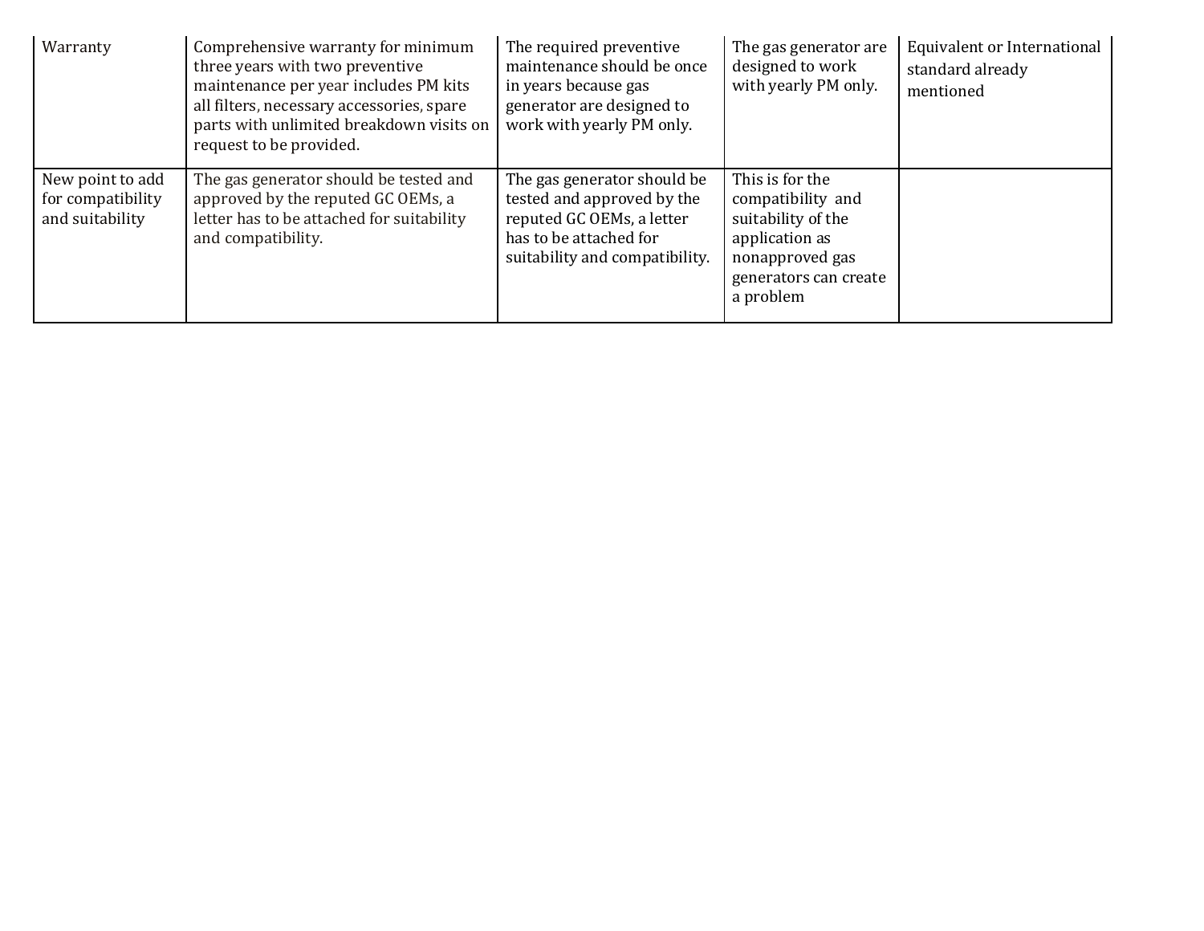| | | | | |
|---|---|---|---|---|
| Warranty | Comprehensive warranty for minimum three years with two preventive maintenance per year includes PM kits all filters, necessary accessories, spare parts with unlimited breakdown visits on request to be provided. | The required preventive maintenance should be once in years because gas generator are designed to work with yearly PM only. | The gas generator are designed to work with yearly PM only. | Equivalent or International standard already mentioned |
| New point to add for compatibility and suitability | The gas generator should be tested and approved by the reputed GC OEMs, a letter has to be attached for suitability and compatibility. | The gas generator should be tested and approved by the reputed GC OEMs, a letter has to be attached for suitability and compatibility. | This is for the compatibility and suitability of the application as nonapproved gas generators can create a problem | |